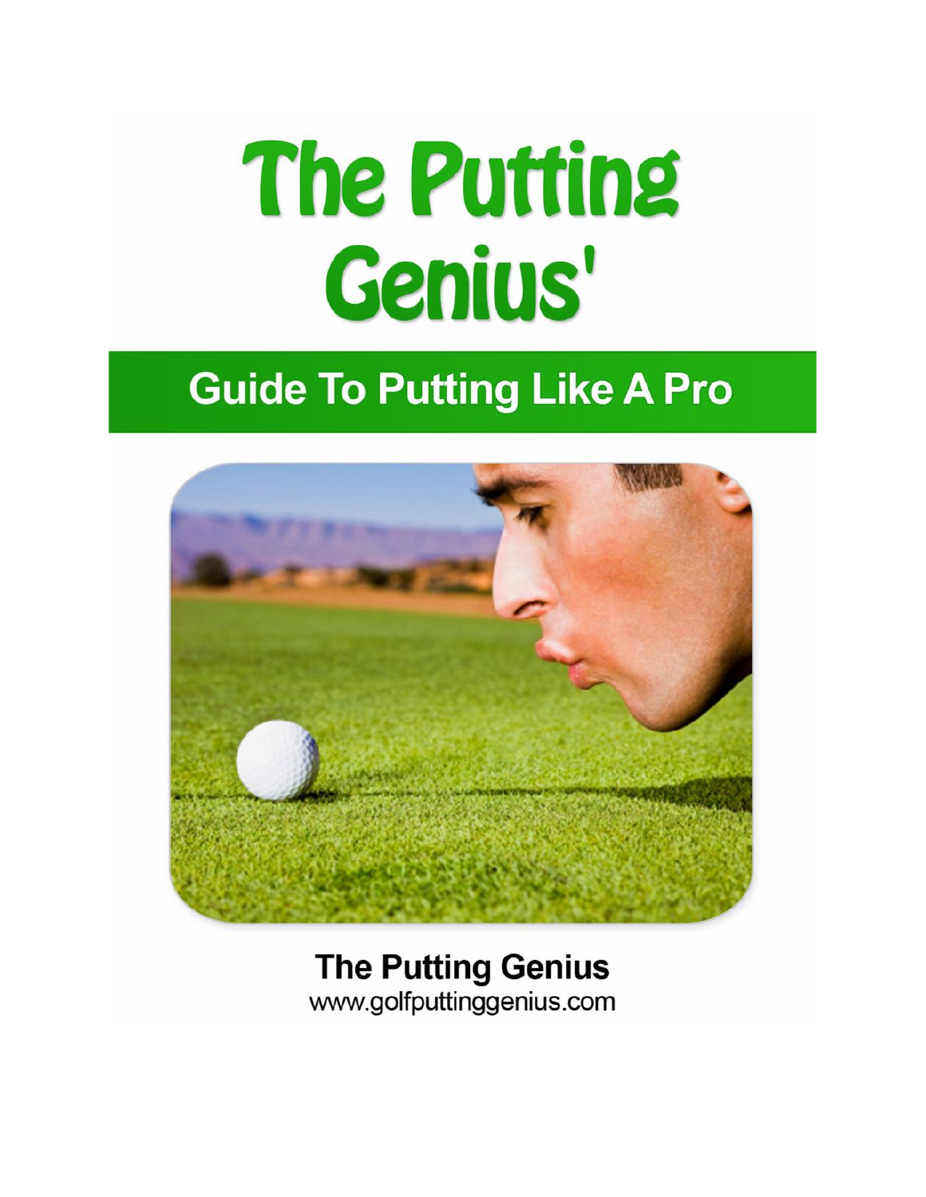# The Putting Genius'

## Guide To Putting Like A Pro

**The Putting Genius**

www.golfputtinggenius.com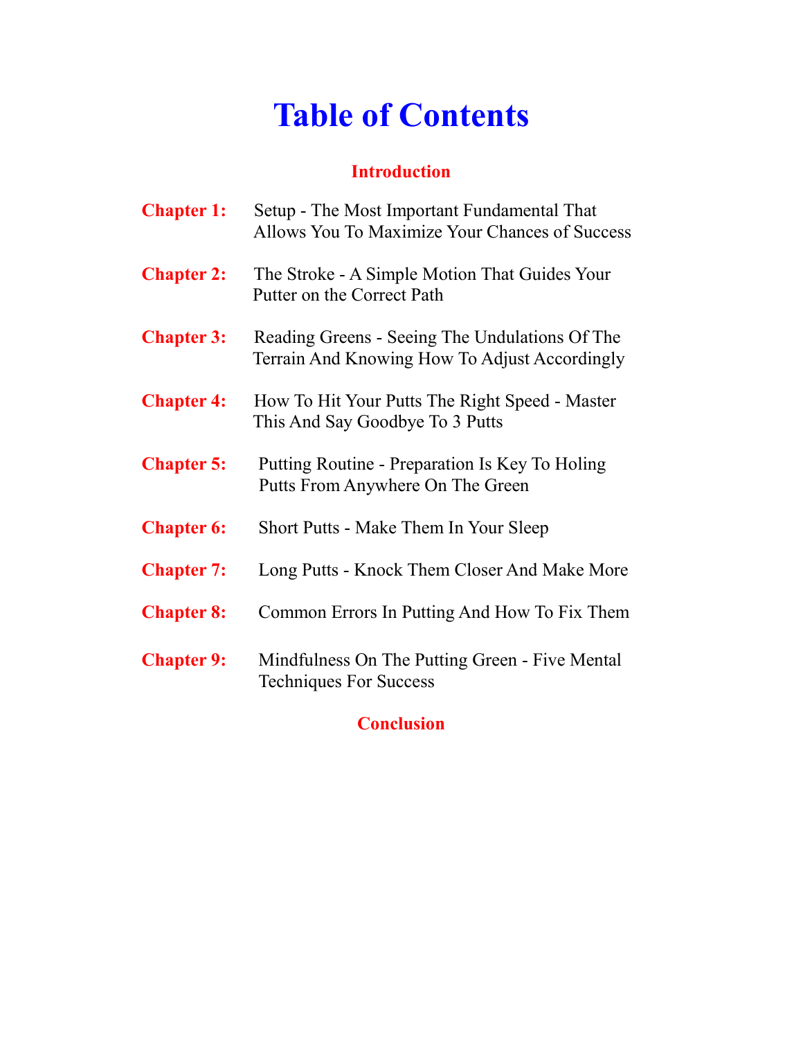# Table of Contents

**Introduction**

**Chapter 1:** Setup - The Most Important Fundamental That Allows You To Maximize Your Chances of Success

**Chapter 2:** The Stroke - A Simple Motion That Guides Your Putter on the Correct Path

**Chapter 3:** Reading Greens - Seeing The Undulations Of The Terrain And Knowing How To Adjust Accordingly

**Chapter 4:** How To Hit Your Putts The Right Speed - Master This And Say Goodbye To 3 Putts

**Chapter 5:** Putting Routine - Preparation Is Key To Holing Putts From Anywhere On The Green

**Chapter 6:** Short Putts - Make Them In Your Sleep

**Chapter 7:** Long Putts - Knock Them Closer And Make More

**Chapter 8:** Common Errors In Putting And How To Fix Them

**Chapter 9:** Mindfulness On The Putting Green - Five Mental Techniques For Success

**Conclusion**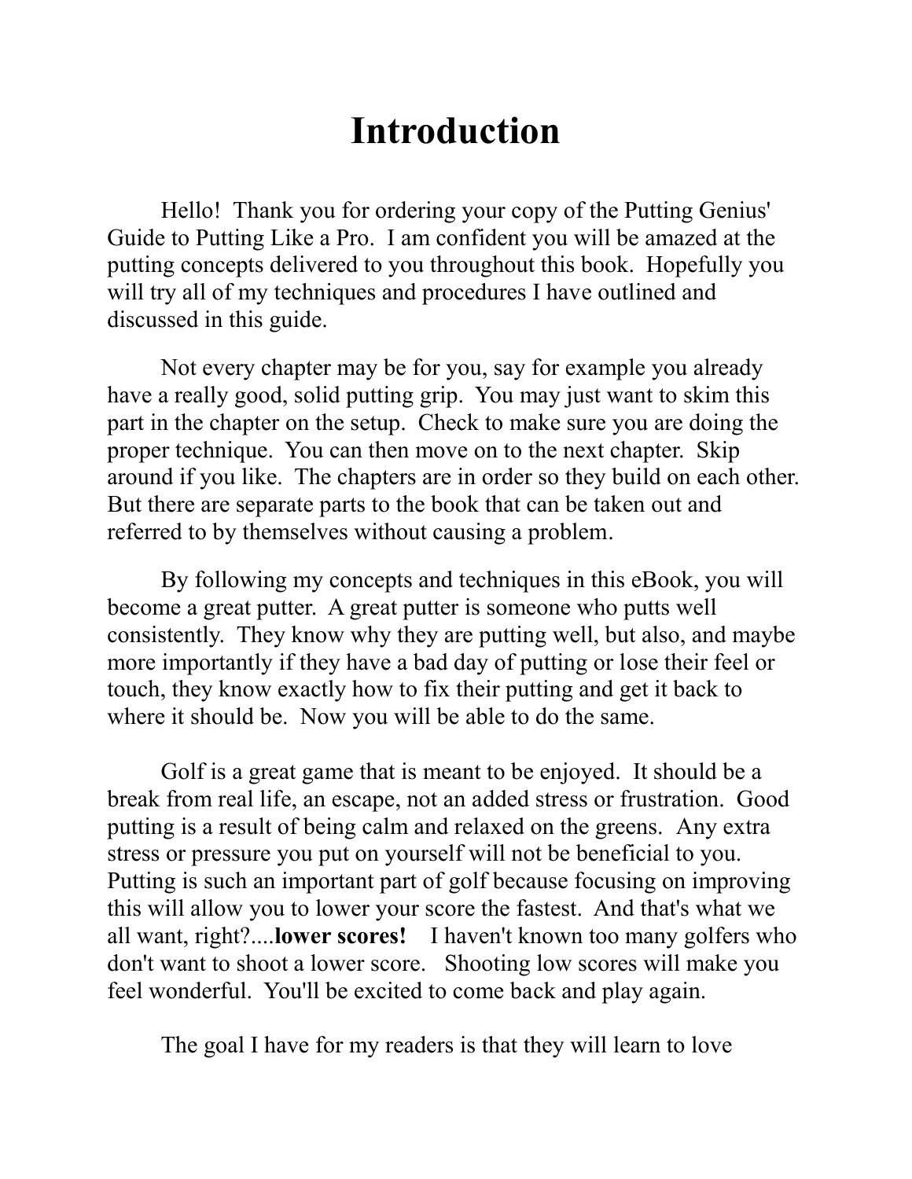# Introduction

Hello! Thank you for ordering your copy of the Putting Genius' Guide to Putting Like a Pro. I am confident you will be amazed at the putting concepts delivered to you throughout this book. Hopefully you will try all of my techniques and procedures I have outlined and discussed in this guide.

Not every chapter may be for you, say for example you already have a really good, solid putting grip. You may just want to skim this part in the chapter on the setup. Check to make sure you are doing the proper technique. You can then move on to the next chapter. Skip around if you like. The chapters are in order so they build on each other. But there are separate parts to the book that can be taken out and referred to by themselves without causing a problem.

By following my concepts and techniques in this eBook, you will become a great putter. A great putter is someone who putts well consistently. They know why they are putting well, but also, and maybe more importantly if they have a bad day of putting or lose their feel or touch, they know exactly how to fix their putting and get it back to where it should be. Now you will be able to do the same.

Golf is a great game that is meant to be enjoyed. It should be a break from real life, an escape, not an added stress or frustration. Good putting is a result of being calm and relaxed on the greens. Any extra stress or pressure you put on yourself will not be beneficial to you. Putting is such an important part of golf because focusing on improving this will allow you to lower your score the fastest. And that's what we all want, right?....**lower scores!** I haven't known too many golfers who don't want to shoot a lower score. Shooting low scores will make you feel wonderful. You'll be excited to come back and play again.

The goal I have for my readers is that they will learn to love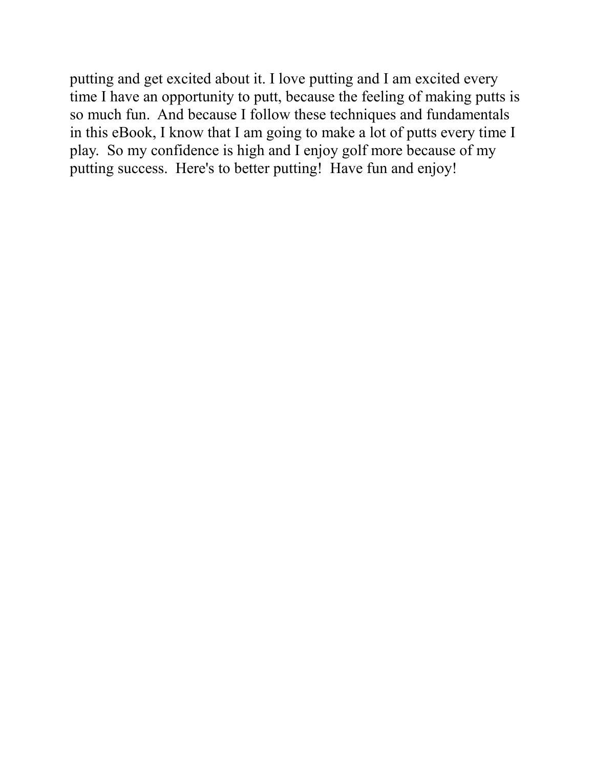putting and get excited about it. I love putting and I am excited every time I have an opportunity to putt, because the feeling of making putts is so much fun. And because I follow these techniques and fundamentals in this eBook, I know that I am going to make a lot of putts every time I play. So my confidence is high and I enjoy golf more because of my putting success. Here's to better putting! Have fun and enjoy!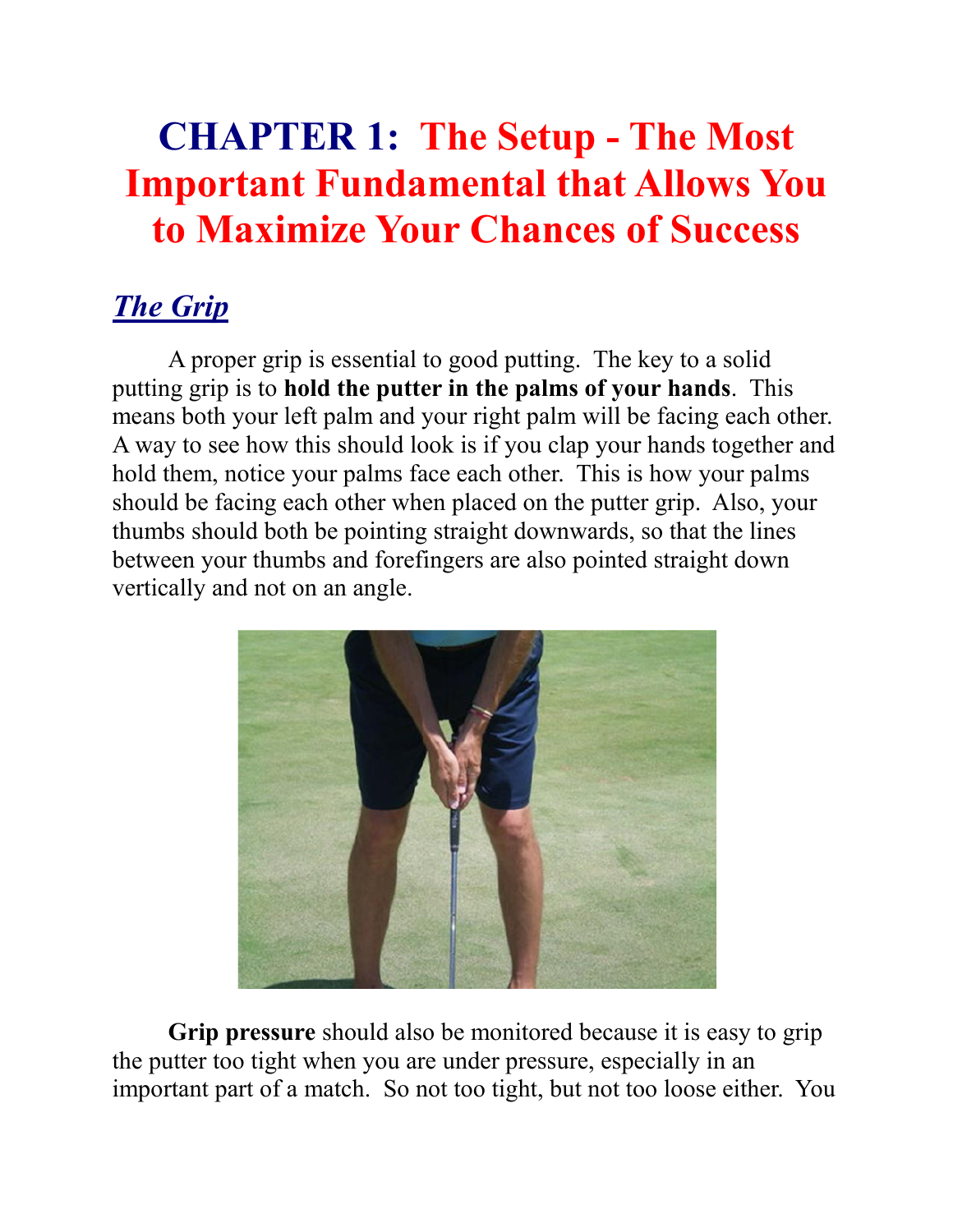# CHAPTER 1: The Setup - The Most Important Fundamental that Allows You to Maximize Your Chances of Success

## *The Grip*

A proper grip is essential to good putting. The key to a solid putting grip is to **hold the putter in the palms of your hands**. This means both your left palm and your right palm will be facing each other. A way to see how this should look is if you clap your hands together and hold them, notice your palms face each other. This is how your palms should be facing each other when placed on the putter grip. Also, your thumbs should both be pointing straight downwards, so that the lines between your thumbs and forefingers are also pointed straight down vertically and not on an angle.

**Grip pressure** should also be monitored because it is easy to grip the putter too tight when you are under pressure, especially in an important part of a match. So not too tight, but not too loose either. You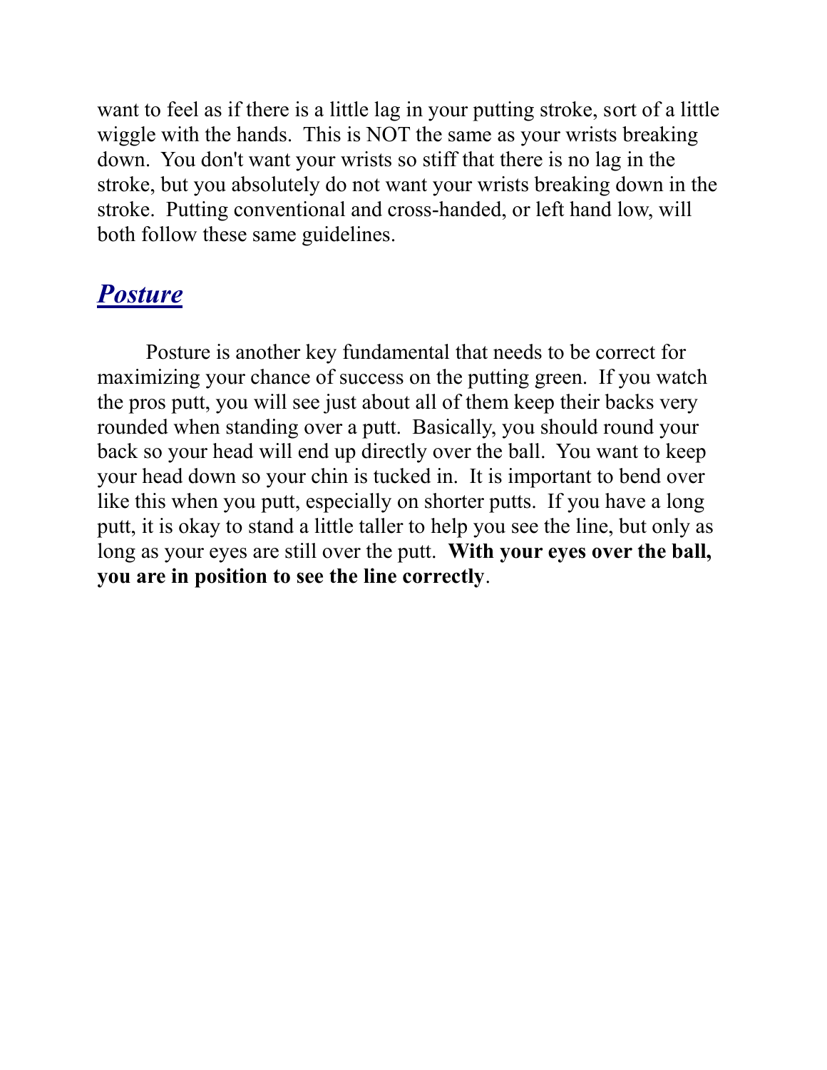want to feel as if there is a little lag in your putting stroke, sort of a little wiggle with the hands. This is NOT the same as your wrists breaking down. You don't want your wrists so stiff that there is no lag in the stroke, but you absolutely do not want your wrists breaking down in the stroke. Putting conventional and cross-handed, or left hand low, will both follow these same guidelines.

## ***Posture***

Posture is another key fundamental that needs to be correct for maximizing your chance of success on the putting green. If you watch the pros putt, you will see just about all of them keep their backs very rounded when standing over a putt. Basically, you should round your back so your head will end up directly over the ball. You want to keep your head down so your chin is tucked in. It is important to bend over like this when you putt, especially on shorter putts. If you have a long putt, it is okay to stand a little taller to help you see the line, but only as long as your eyes are still over the putt. **With your eyes over the ball, you are in position to see the line correctly**.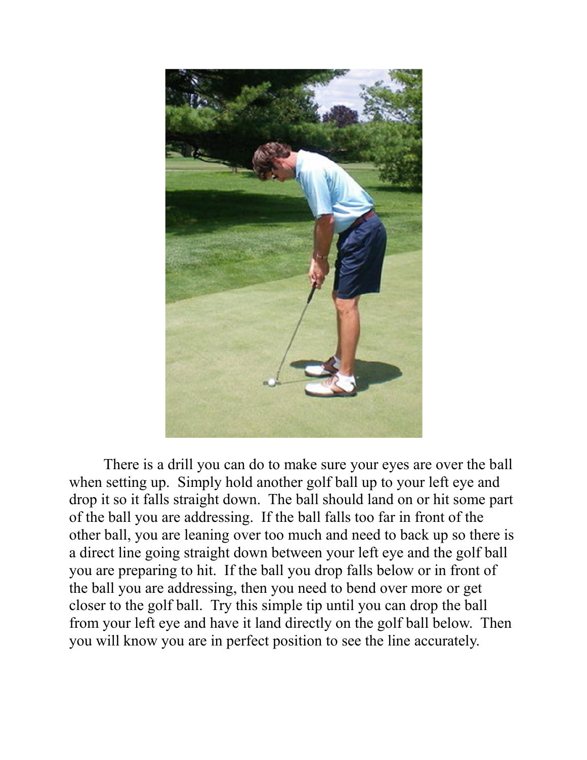There is a drill you can do to make sure your eyes are over the ball when setting up. Simply hold another golf ball up to your left eye and drop it so it falls straight down. The ball should land on or hit some part of the ball you are addressing. If the ball falls too far in front of the other ball, you are leaning over too much and need to back up so there is a direct line going straight down between your left eye and the golf ball you are preparing to hit. If the ball you drop falls below or in front of the ball you are addressing, then you need to bend over more or get closer to the golf ball. Try this simple tip until you can drop the ball from your left eye and have it land directly on the golf ball below. Then you will know you are in perfect position to see the line accurately.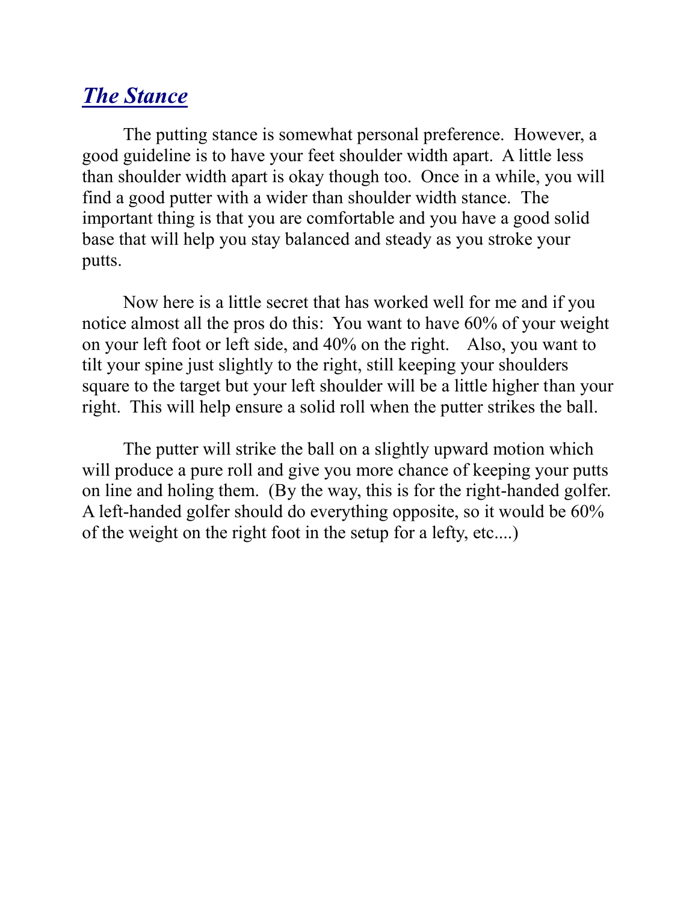## ***The Stance***

The putting stance is somewhat personal preference. However, a good guideline is to have your feet shoulder width apart. A little less than shoulder width apart is okay though too. Once in a while, you will find a good putter with a wider than shoulder width stance. The important thing is that you are comfortable and you have a good solid base that will help you stay balanced and steady as you stroke your putts.

Now here is a little secret that has worked well for me and if you notice almost all the pros do this: You want to have 60% of your weight on your left foot or left side, and 40% on the right. Also, you want to tilt your spine just slightly to the right, still keeping your shoulders square to the target but your left shoulder will be a little higher than your right. This will help ensure a solid roll when the putter strikes the ball.

The putter will strike the ball on a slightly upward motion which will produce a pure roll and give you more chance of keeping your putts on line and holing them. (By the way, this is for the right-handed golfer. A left-handed golfer should do everything opposite, so it would be 60% of the weight on the right foot in the setup for a lefty, etc....)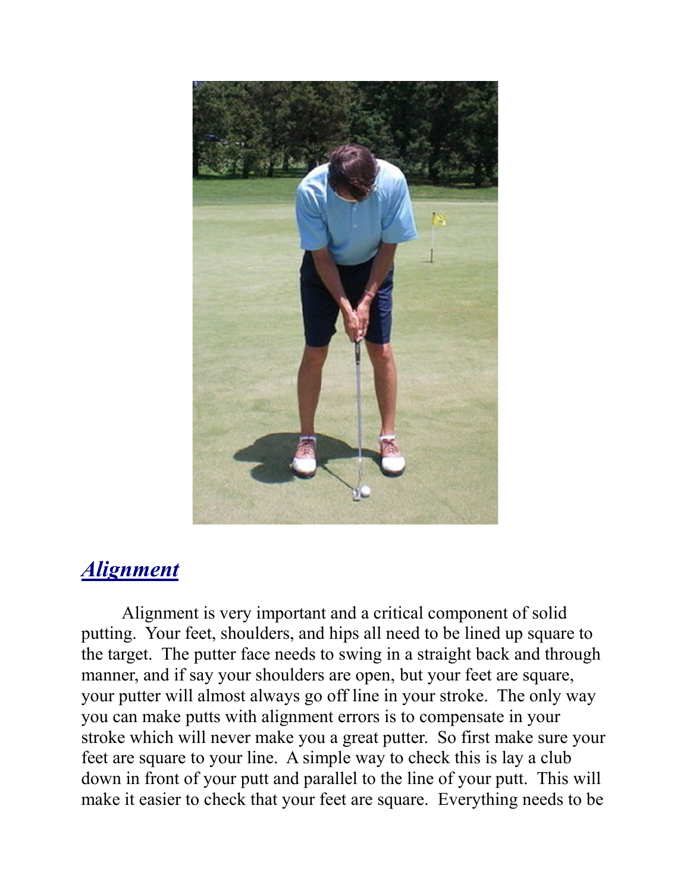## ***Alignment***

Alignment is very important and a critical component of solid putting. Your feet, shoulders, and hips all need to be lined up square to the target. The putter face needs to swing in a straight back and through manner, and if say your shoulders are open, but your feet are square, your putter will almost always go off line in your stroke. The only way you can make putts with alignment errors is to compensate in your stroke which will never make you a great putter. So first make sure your feet are square to your line. A simple way to check this is lay a club down in front of your putt and parallel to the line of your putt. This will make it easier to check that your feet are square. Everything needs to be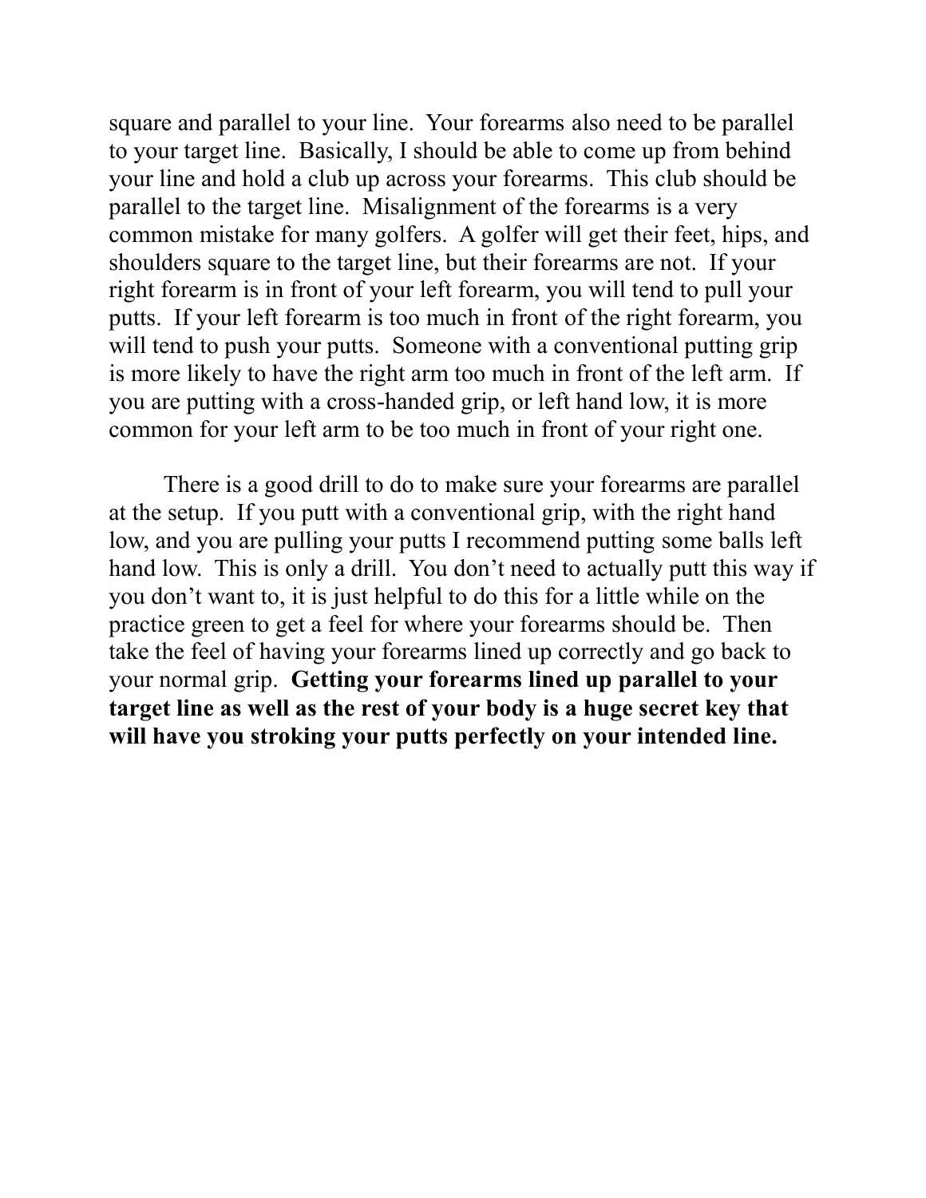square and parallel to your line. Your forearms also need to be parallel to your target line. Basically, I should be able to come up from behind your line and hold a club up across your forearms. This club should be parallel to the target line. Misalignment of the forearms is a very common mistake for many golfers. A golfer will get their feet, hips, and shoulders square to the target line, but their forearms are not. If your right forearm is in front of your left forearm, you will tend to pull your putts. If your left forearm is too much in front of the right forearm, you will tend to push your putts. Someone with a conventional putting grip is more likely to have the right arm too much in front of the left arm. If you are putting with a cross-handed grip, or left hand low, it is more common for your left arm to be too much in front of your right one.

There is a good drill to do to make sure your forearms are parallel at the setup. If you putt with a conventional grip, with the right hand low, and you are pulling your putts I recommend putting some balls left hand low. This is only a drill. You don't need to actually putt this way if you don't want to, it is just helpful to do this for a little while on the practice green to get a feel for where your forearms should be. Then take the feel of having your forearms lined up correctly and go back to your normal grip. **Getting your forearms lined up parallel to your target line as well as the rest of your body is a huge secret key that will have you stroking your putts perfectly on your intended line.**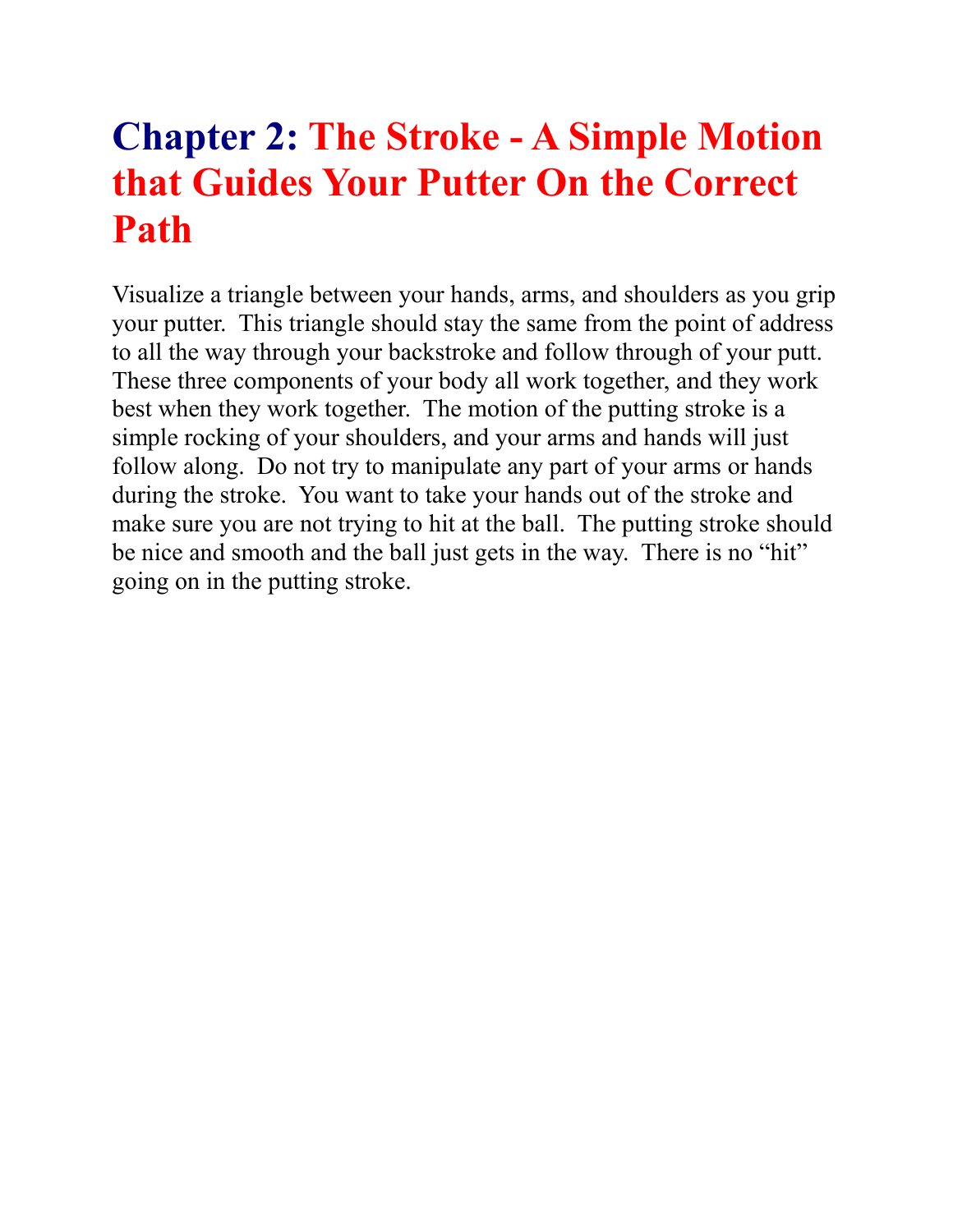# Chapter 2: The Stroke - A Simple Motion that Guides Your Putter On the Correct Path

Visualize a triangle between your hands, arms, and shoulders as you grip your putter. This triangle should stay the same from the point of address to all the way through your backstroke and follow through of your putt. These three components of your body all work together, and they work best when they work together. The motion of the putting stroke is a simple rocking of your shoulders, and your arms and hands will just follow along. Do not try to manipulate any part of your arms or hands during the stroke. You want to take your hands out of the stroke and make sure you are not trying to hit at the ball. The putting stroke should be nice and smooth and the ball just gets in the way. There is no “hit” going on in the putting stroke.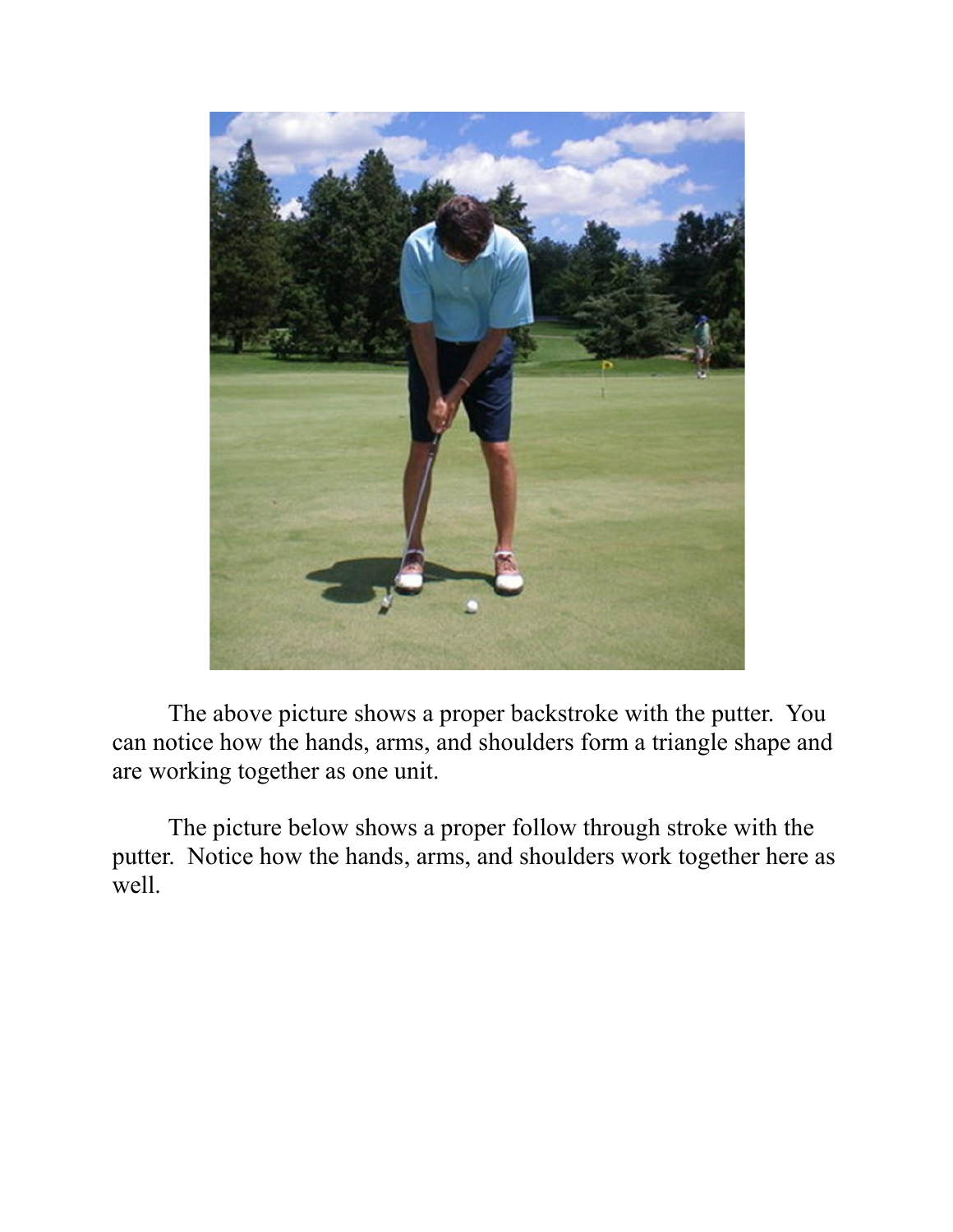The above picture shows a proper backstroke with the putter. You can notice how the hands, arms, and shoulders form a triangle shape and are working together as one unit.

The picture below shows a proper follow through stroke with the putter. Notice how the hands, arms, and shoulders work together here as well.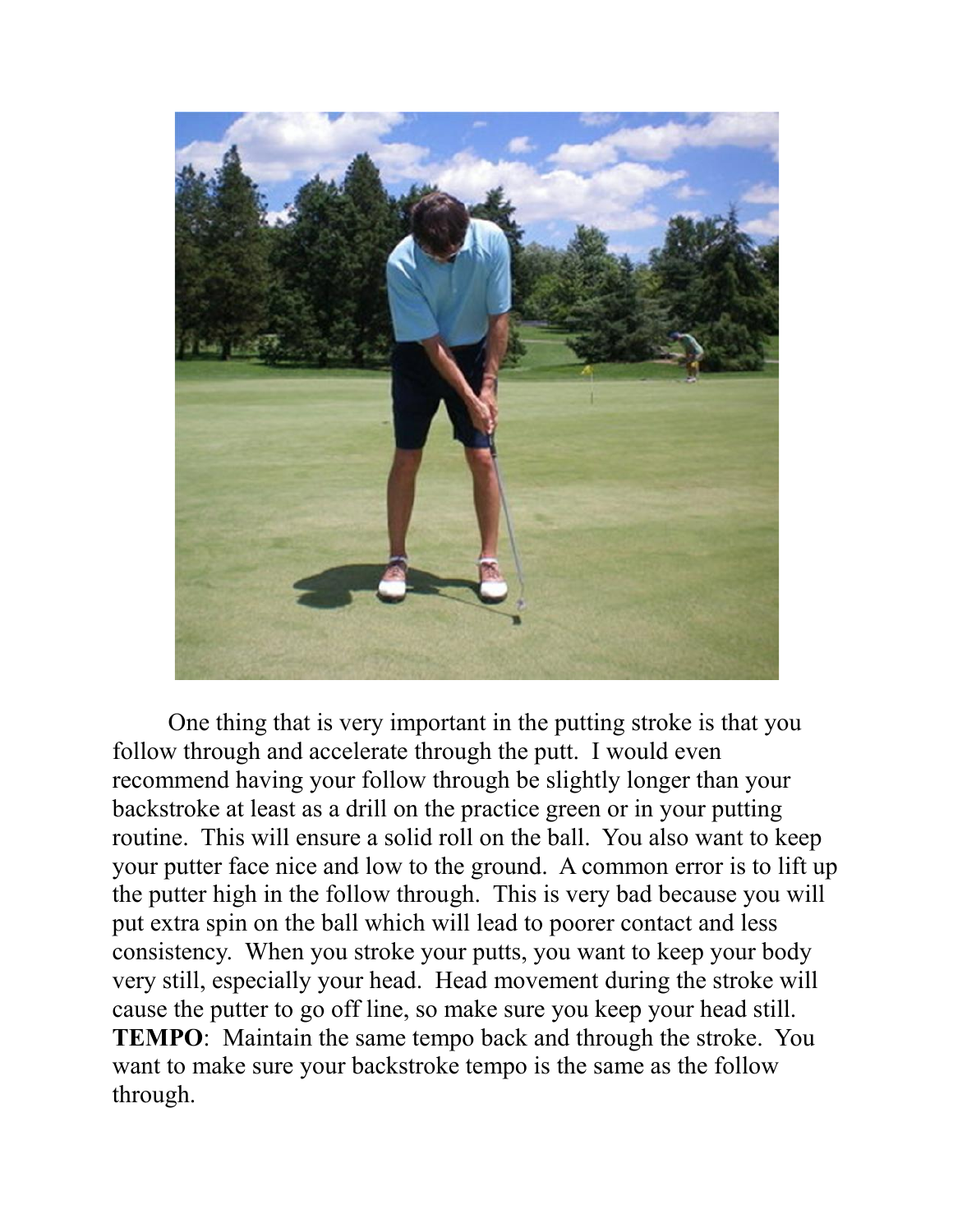One thing that is very important in the putting stroke is that you follow through and accelerate through the putt. I would even recommend having your follow through be slightly longer than your backstroke at least as a drill on the practice green or in your putting routine. This will ensure a solid roll on the ball. You also want to keep your putter face nice and low to the ground. A common error is to lift up the putter high in the follow through. This is very bad because you will put extra spin on the ball which will lead to poorer contact and less consistency. When you stroke your putts, you want to keep your body very still, especially your head. Head movement during the stroke will cause the putter to go off line, so make sure you keep your head still. **TEMPO**: Maintain the same tempo back and through the stroke. You want to make sure your backstroke tempo is the same as the follow through.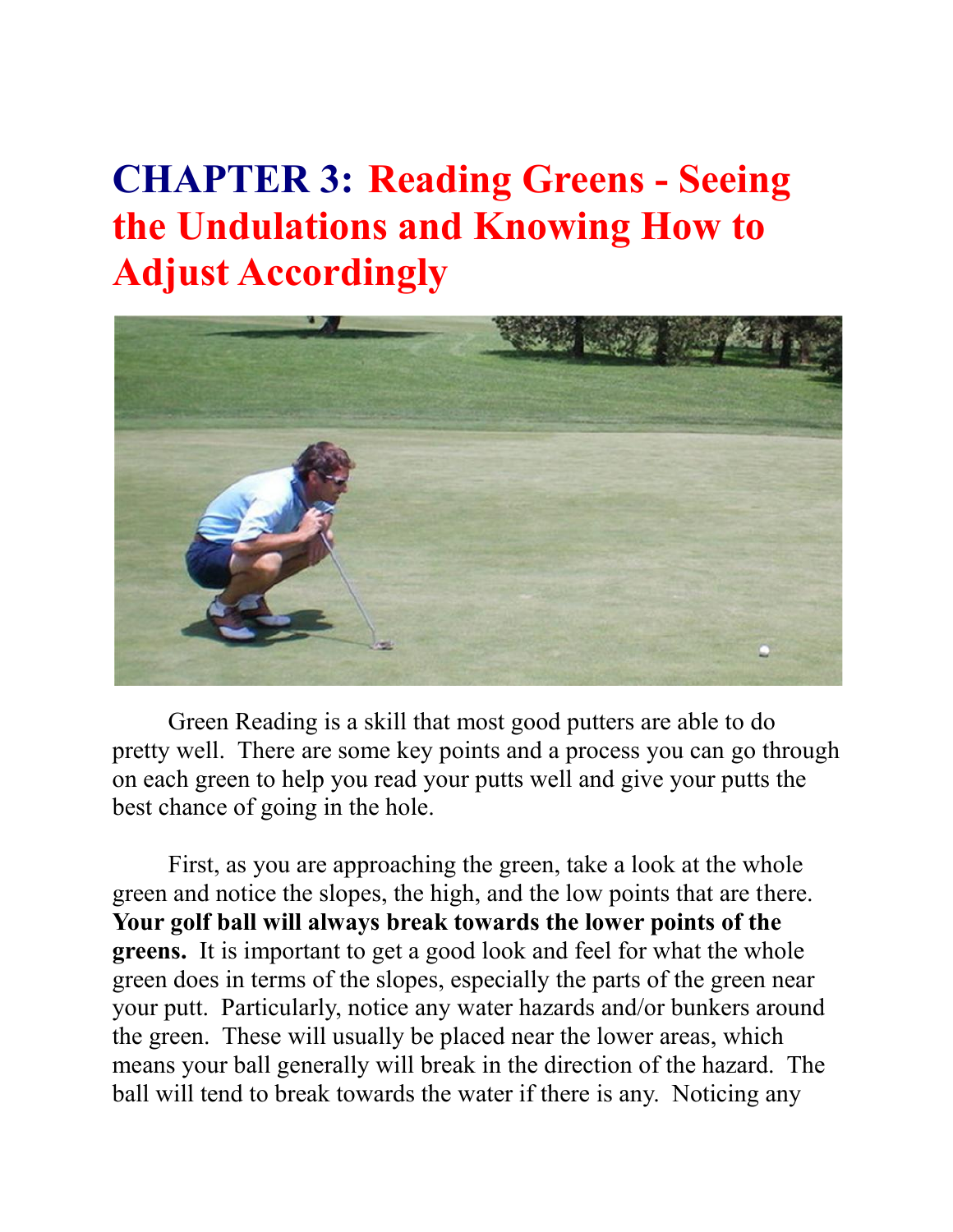# CHAPTER 3: Reading Greens - Seeing the Undulations and Knowing How to Adjust Accordingly

Green Reading is a skill that most good putters are able to do pretty well. There are some key points and a process you can go through on each green to help you read your putts well and give your putts the best chance of going in the hole.

First, as you are approaching the green, take a look at the whole green and notice the slopes, the high, and the low points that are there. **Your golf ball will always break towards the lower points of the greens.** It is important to get a good look and feel for what the whole green does in terms of the slopes, especially the parts of the green near your putt. Particularly, notice any water hazards and/or bunkers around the green. These will usually be placed near the lower areas, which means your ball generally will break in the direction of the hazard. The ball will tend to break towards the water if there is any. Noticing any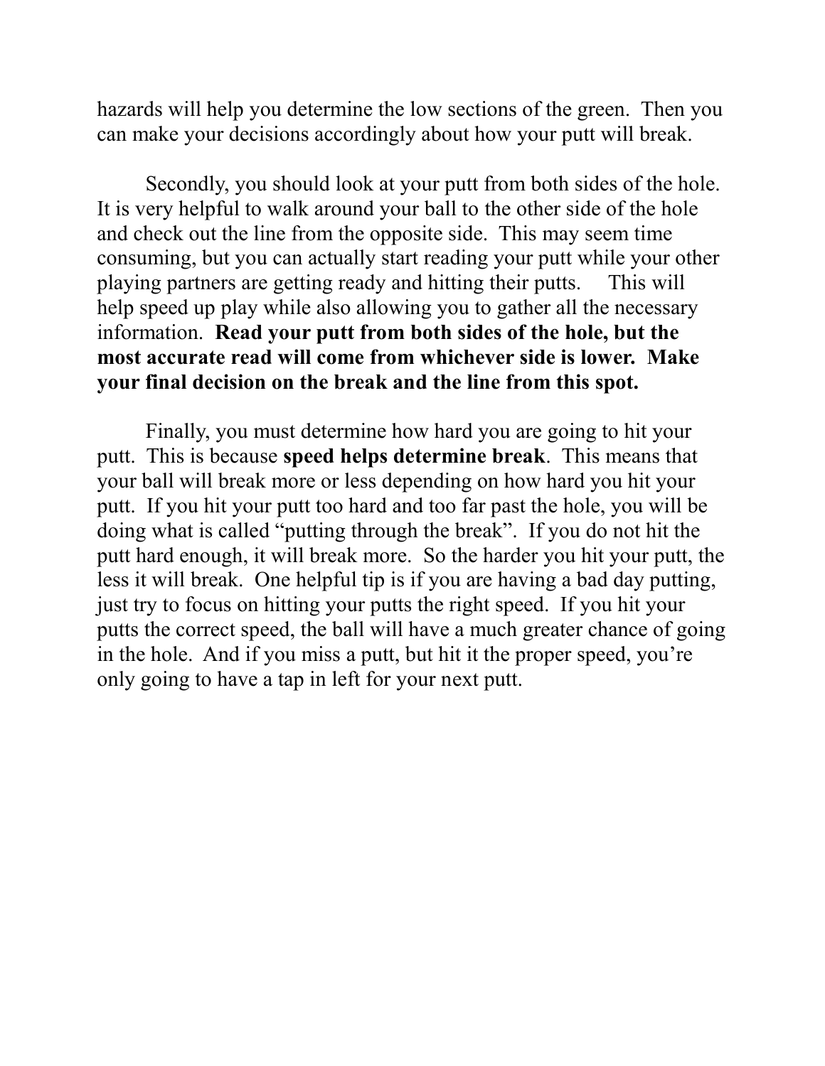hazards will help you determine the low sections of the green. Then you can make your decisions accordingly about how your putt will break.

Secondly, you should look at your putt from both sides of the hole. It is very helpful to walk around your ball to the other side of the hole and check out the line from the opposite side. This may seem time consuming, but you can actually start reading your putt while your other playing partners are getting ready and hitting their putts. This will help speed up play while also allowing you to gather all the necessary information. **Read your putt from both sides of the hole, but the most accurate read will come from whichever side is lower. Make your final decision on the break and the line from this spot.**

Finally, you must determine how hard you are going to hit your putt. This is because **speed helps determine break**. This means that your ball will break more or less depending on how hard you hit your putt. If you hit your putt too hard and too far past the hole, you will be doing what is called "putting through the break". If you do not hit the putt hard enough, it will break more. So the harder you hit your putt, the less it will break. One helpful tip is if you are having a bad day putting, just try to focus on hitting your putts the right speed. If you hit your putts the correct speed, the ball will have a much greater chance of going in the hole. And if you miss a putt, but hit it the proper speed, you're only going to have a tap in left for your next putt.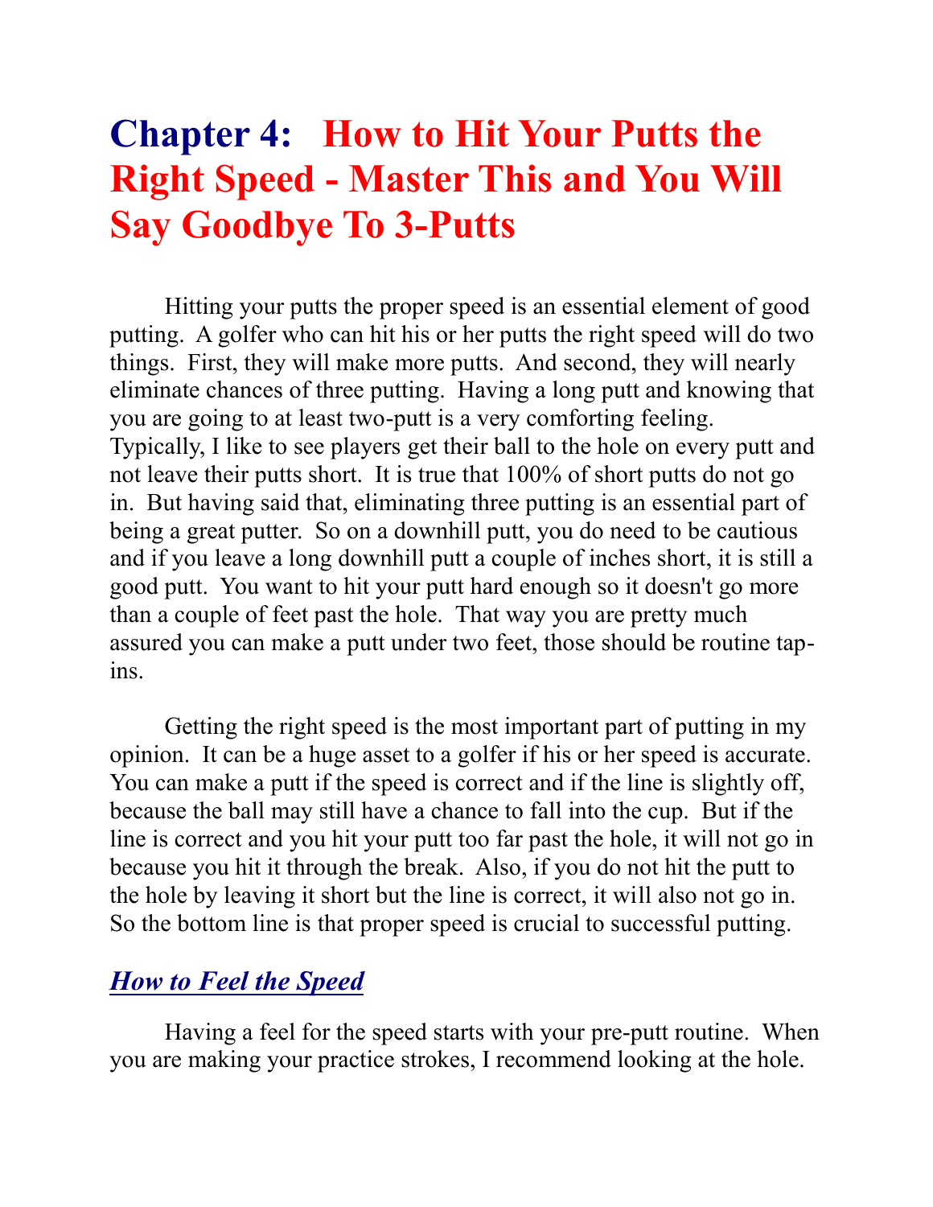# Chapter 4: How to Hit Your Putts the Right Speed - Master This and You Will Say Goodbye To 3-Putts

Hitting your putts the proper speed is an essential element of good putting. A golfer who can hit his or her putts the right speed will do two things. First, they will make more putts. And second, they will nearly eliminate chances of three putting. Having a long putt and knowing that you are going to at least two-putt is a very comforting feeling. Typically, I like to see players get their ball to the hole on every putt and not leave their putts short. It is true that 100% of short putts do not go in. But having said that, eliminating three putting is an essential part of being a great putter. So on a downhill putt, you do need to be cautious and if you leave a long downhill putt a couple of inches short, it is still a good putt. You want to hit your putt hard enough so it doesn't go more than a couple of feet past the hole. That way you are pretty much assured you can make a putt under two feet, those should be routine tap-ins.

Getting the right speed is the most important part of putting in my opinion. It can be a huge asset to a golfer if his or her speed is accurate. You can make a putt if the speed is correct and if the line is slightly off, because the ball may still have a chance to fall into the cup. But if the line is correct and you hit your putt too far past the hole, it will not go in because you hit it through the break. Also, if you do not hit the putt to the hole by leaving it short but the line is correct, it will also not go in. So the bottom line is that proper speed is crucial to successful putting.

## *How to Feel the Speed*

Having a feel for the speed starts with your pre-putt routine. When you are making your practice strokes, I recommend looking at the hole.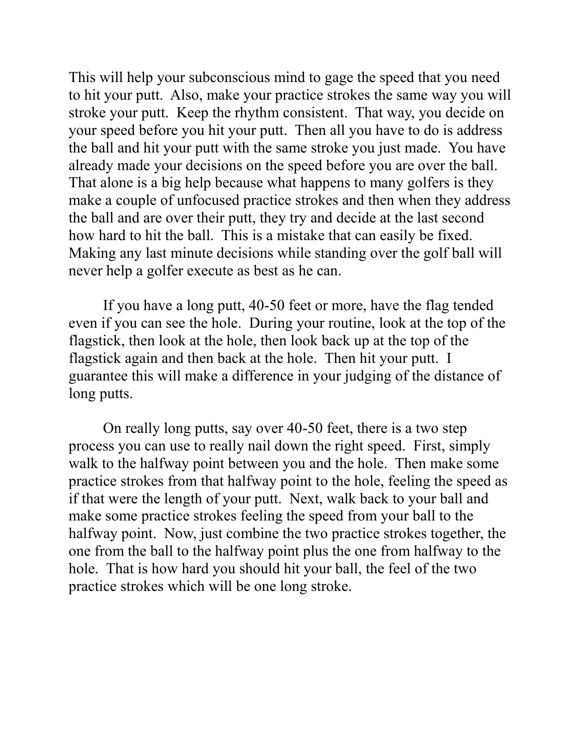This will help your subconscious mind to gage the speed that you need to hit your putt. Also, make your practice strokes the same way you will stroke your putt. Keep the rhythm consistent. That way, you decide on your speed before you hit your putt. Then all you have to do is address the ball and hit your putt with the same stroke you just made. You have already made your decisions on the speed before you are over the ball. That alone is a big help because what happens to many golfers is they make a couple of unfocused practice strokes and then when they address the ball and are over their putt, they try and decide at the last second how hard to hit the ball. This is a mistake that can easily be fixed. Making any last minute decisions while standing over the golf ball will never help a golfer execute as best as he can.

If you have a long putt, 40-50 feet or more, have the flag tended even if you can see the hole. During your routine, look at the top of the flagstick, then look at the hole, then look back up at the top of the flagstick again and then back at the hole. Then hit your putt. I guarantee this will make a difference in your judging of the distance of long putts.

On really long putts, say over 40-50 feet, there is a two step process you can use to really nail down the right speed. First, simply walk to the halfway point between you and the hole. Then make some practice strokes from that halfway point to the hole, feeling the speed as if that were the length of your putt. Next, walk back to your ball and make some practice strokes feeling the speed from your ball to the halfway point. Now, just combine the two practice strokes together, the one from the ball to the halfway point plus the one from halfway to the hole. That is how hard you should hit your ball, the feel of the two practice strokes which will be one long stroke.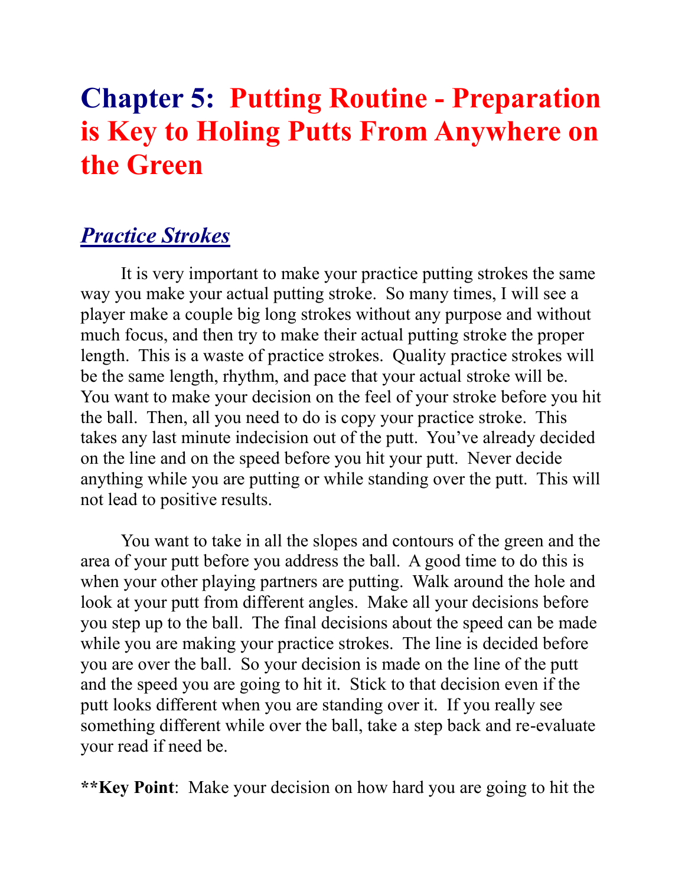# Chapter 5: Putting Routine - Preparation is Key to Holing Putts From Anywhere on the Green

## *Practice Strokes*

It is very important to make your practice putting strokes the same way you make your actual putting stroke. So many times, I will see a player make a couple big long strokes without any purpose and without much focus, and then try to make their actual putting stroke the proper length. This is a waste of practice strokes. Quality practice strokes will be the same length, rhythm, and pace that your actual stroke will be. You want to make your decision on the feel of your stroke before you hit the ball. Then, all you need to do is copy your practice stroke. This takes any last minute indecision out of the putt. You've already decided on the line and on the speed before you hit your putt. Never decide anything while you are putting or while standing over the putt. This will not lead to positive results.

You want to take in all the slopes and contours of the green and the area of your putt before you address the ball. A good time to do this is when your other playing partners are putting. Walk around the hole and look at your putt from different angles. Make all your decisions before you step up to the ball. The final decisions about the speed can be made while you are making your practice strokes. The line is decided before you are over the ball. So your decision is made on the line of the putt and the speed you are going to hit it. Stick to that decision even if the putt looks different when you are standing over it. If you really see something different while over the ball, take a step back and re-evaluate your read if need be.

****Key Point**: Make your decision on how hard you are going to hit the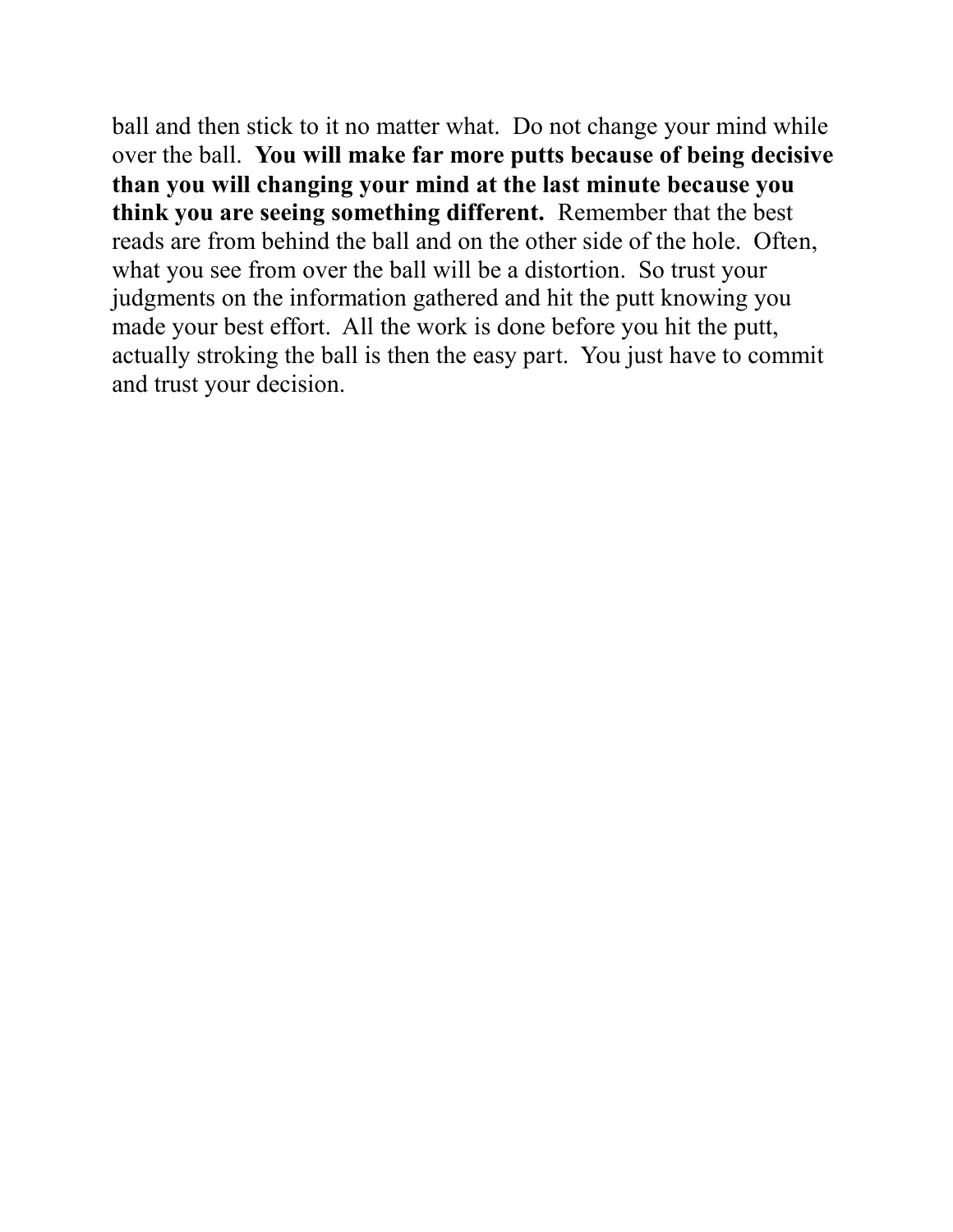ball and then stick to it no matter what.  Do not change your mind while over the ball.  **You will make far more putts because of being decisive than you will changing your mind at the last minute because you think you are seeing something different.**  Remember that the best reads are from behind the ball and on the other side of the hole.  Often, what you see from over the ball will be a distortion.  So trust your judgments on the information gathered and hit the putt knowing you made your best effort.  All the work is done before you hit the putt, actually stroking the ball is then the easy part.  You just have to commit and trust your decision.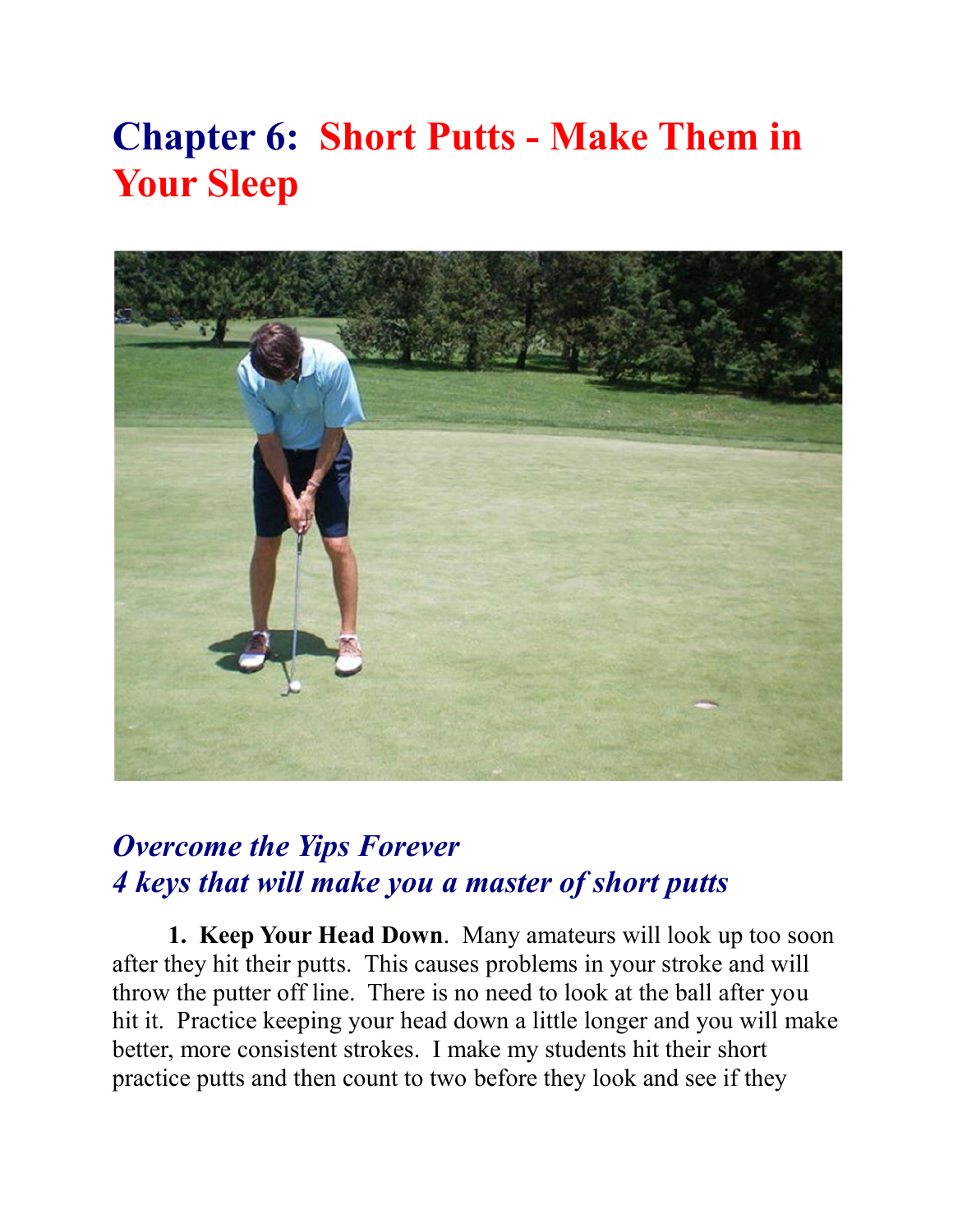# Chapter 6: Short Putts - Make Them in Your Sleep

## *Overcome the Yips Forever*
## *4 keys that will make you a master of short putts*

1. **Keep Your Head Down**. Many amateurs will look up too soon after they hit their putts. This causes problems in your stroke and will throw the putter off line. There is no need to look at the ball after you hit it. Practice keeping your head down a little longer and you will make better, more consistent strokes. I make my students hit their short practice putts and then count to two before they look and see if they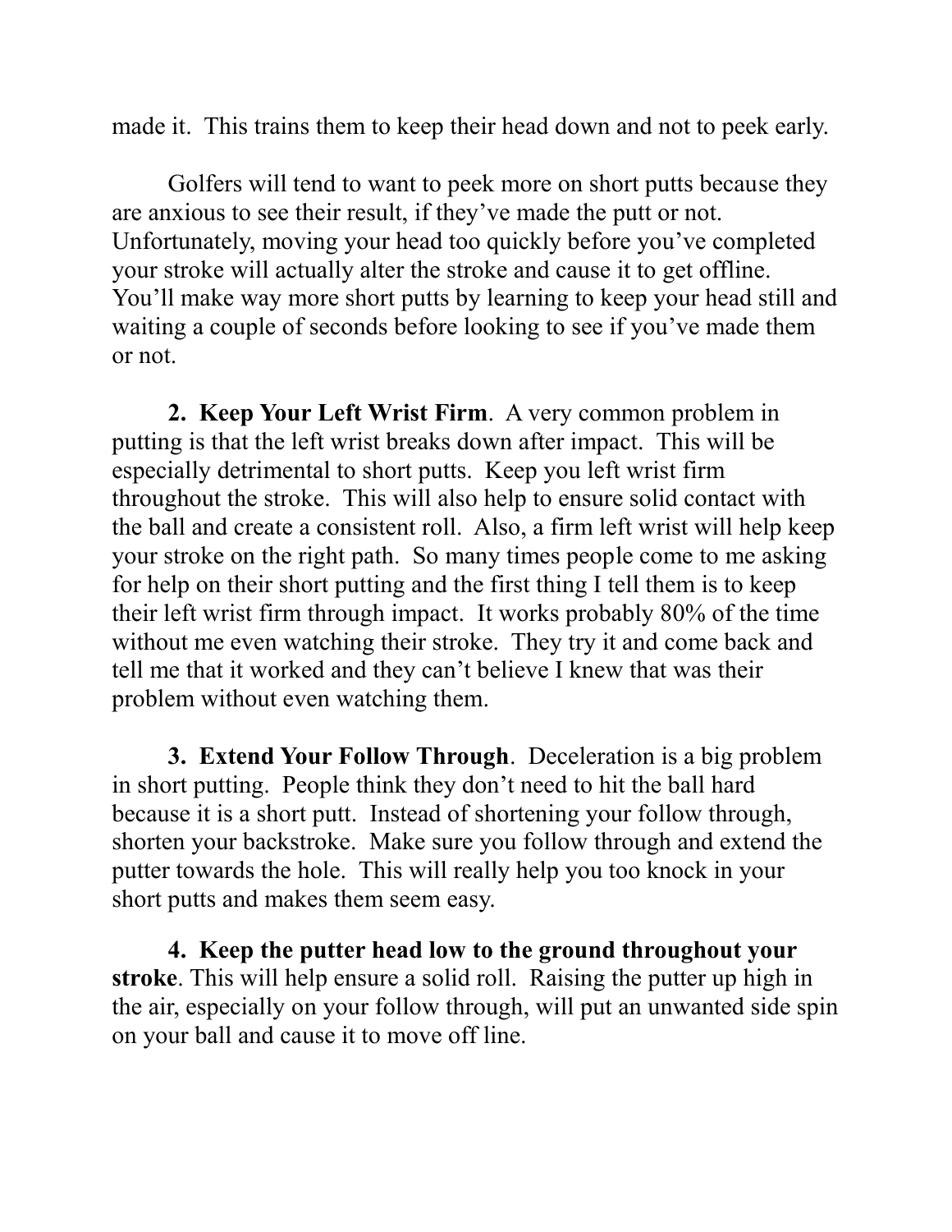made it. This trains them to keep their head down and not to peek early.

Golfers will tend to want to peek more on short putts because they are anxious to see their result, if they've made the putt or not. Unfortunately, moving your head too quickly before you've completed your stroke will actually alter the stroke and cause it to get offline. You'll make way more short putts by learning to keep your head still and waiting a couple of seconds before looking to see if you've made them or not.

**2. Keep Your Left Wrist Firm**. A very common problem in putting is that the left wrist breaks down after impact. This will be especially detrimental to short putts. Keep you left wrist firm throughout the stroke. This will also help to ensure solid contact with the ball and create a consistent roll. Also, a firm left wrist will help keep your stroke on the right path. So many times people come to me asking for help on their short putting and the first thing I tell them is to keep their left wrist firm through impact. It works probably 80% of the time without me even watching their stroke. They try it and come back and tell me that it worked and they can't believe I knew that was their problem without even watching them.

**3. Extend Your Follow Through**. Deceleration is a big problem in short putting. People think they don't need to hit the ball hard because it is a short putt. Instead of shortening your follow through, shorten your backstroke. Make sure you follow through and extend the putter towards the hole. This will really help you too knock in your short putts and makes them seem easy.

**4. Keep the putter head low to the ground throughout your stroke**. This will help ensure a solid roll. Raising the putter up high in the air, especially on your follow through, will put an unwanted side spin on your ball and cause it to move off line.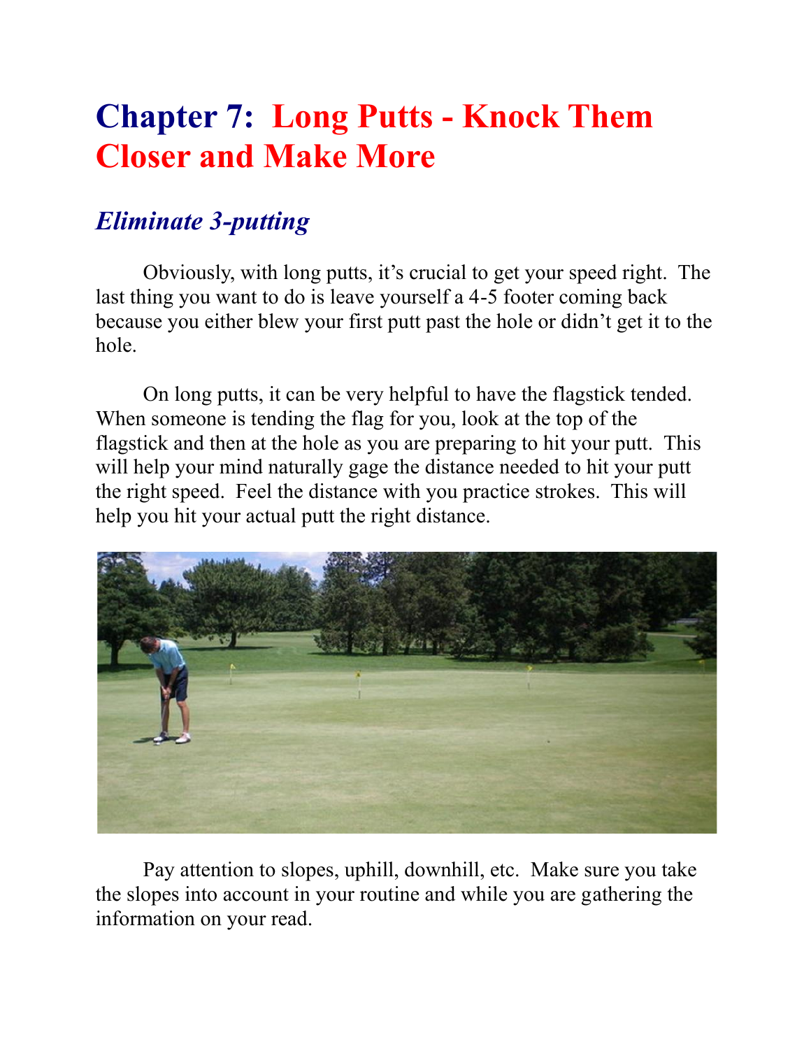# Chapter 7: Long Putts - Knock Them Closer and Make More

## *Eliminate 3-putting*

Obviously, with long putts, it's crucial to get your speed right. The last thing you want to do is leave yourself a 4-5 footer coming back because you either blew your first putt past the hole or didn't get it to the hole.

On long putts, it can be very helpful to have the flagstick tended. When someone is tending the flag for you, look at the top of the flagstick and then at the hole as you are preparing to hit your putt. This will help your mind naturally gage the distance needed to hit your putt the right speed. Feel the distance with you practice strokes. This will help you hit your actual putt the right distance.

Pay attention to slopes, uphill, downhill, etc. Make sure you take the slopes into account in your routine and while you are gathering the information on your read.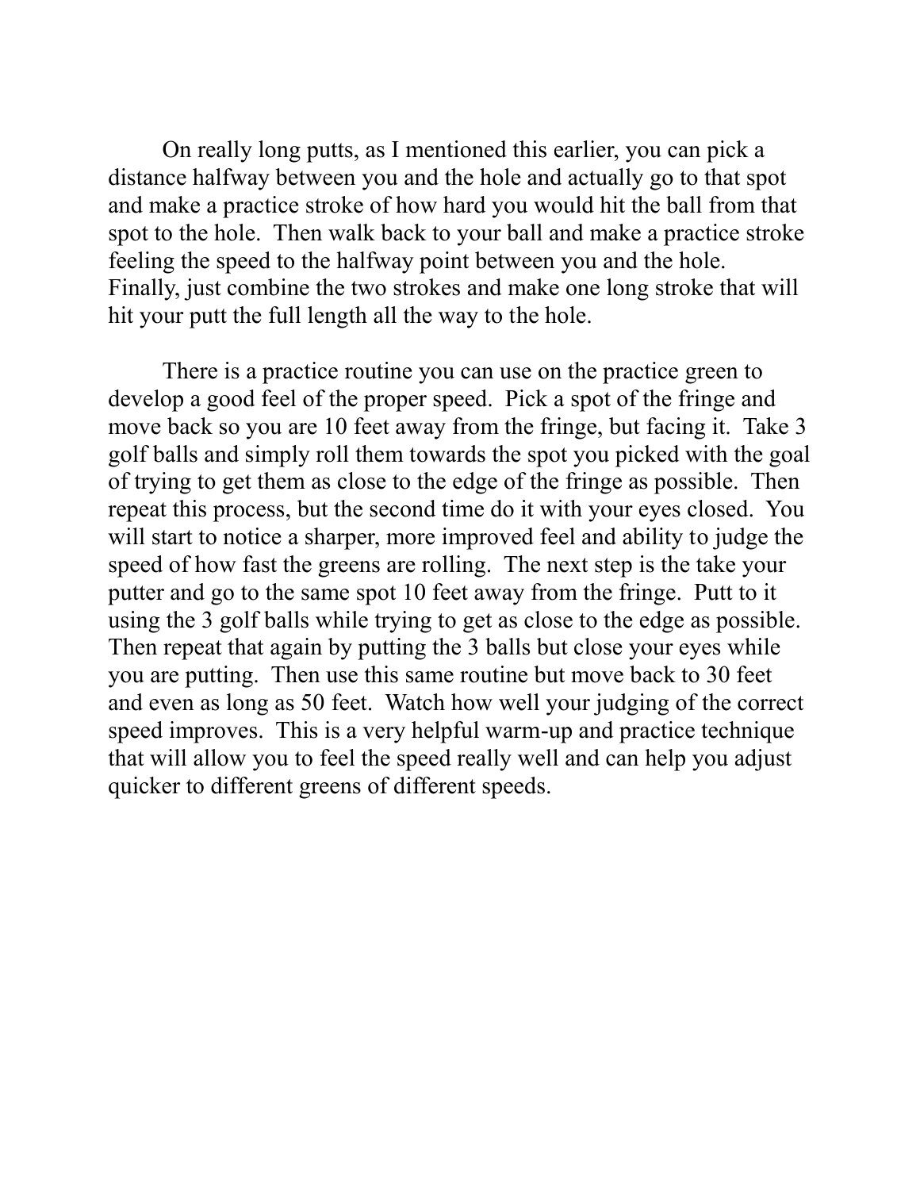On really long putts, as I mentioned this earlier, you can pick a distance halfway between you and the hole and actually go to that spot and make a practice stroke of how hard you would hit the ball from that spot to the hole. Then walk back to your ball and make a practice stroke feeling the speed to the halfway point between you and the hole. Finally, just combine the two strokes and make one long stroke that will hit your putt the full length all the way to the hole.

There is a practice routine you can use on the practice green to develop a good feel of the proper speed. Pick a spot of the fringe and move back so you are 10 feet away from the fringe, but facing it. Take 3 golf balls and simply roll them towards the spot you picked with the goal of trying to get them as close to the edge of the fringe as possible. Then repeat this process, but the second time do it with your eyes closed. You will start to notice a sharper, more improved feel and ability to judge the speed of how fast the greens are rolling. The next step is the take your putter and go to the same spot 10 feet away from the fringe. Putt to it using the 3 golf balls while trying to get as close to the edge as possible. Then repeat that again by putting the 3 balls but close your eyes while you are putting. Then use this same routine but move back to 30 feet and even as long as 50 feet. Watch how well your judging of the correct speed improves. This is a very helpful warm-up and practice technique that will allow you to feel the speed really well and can help you adjust quicker to different greens of different speeds.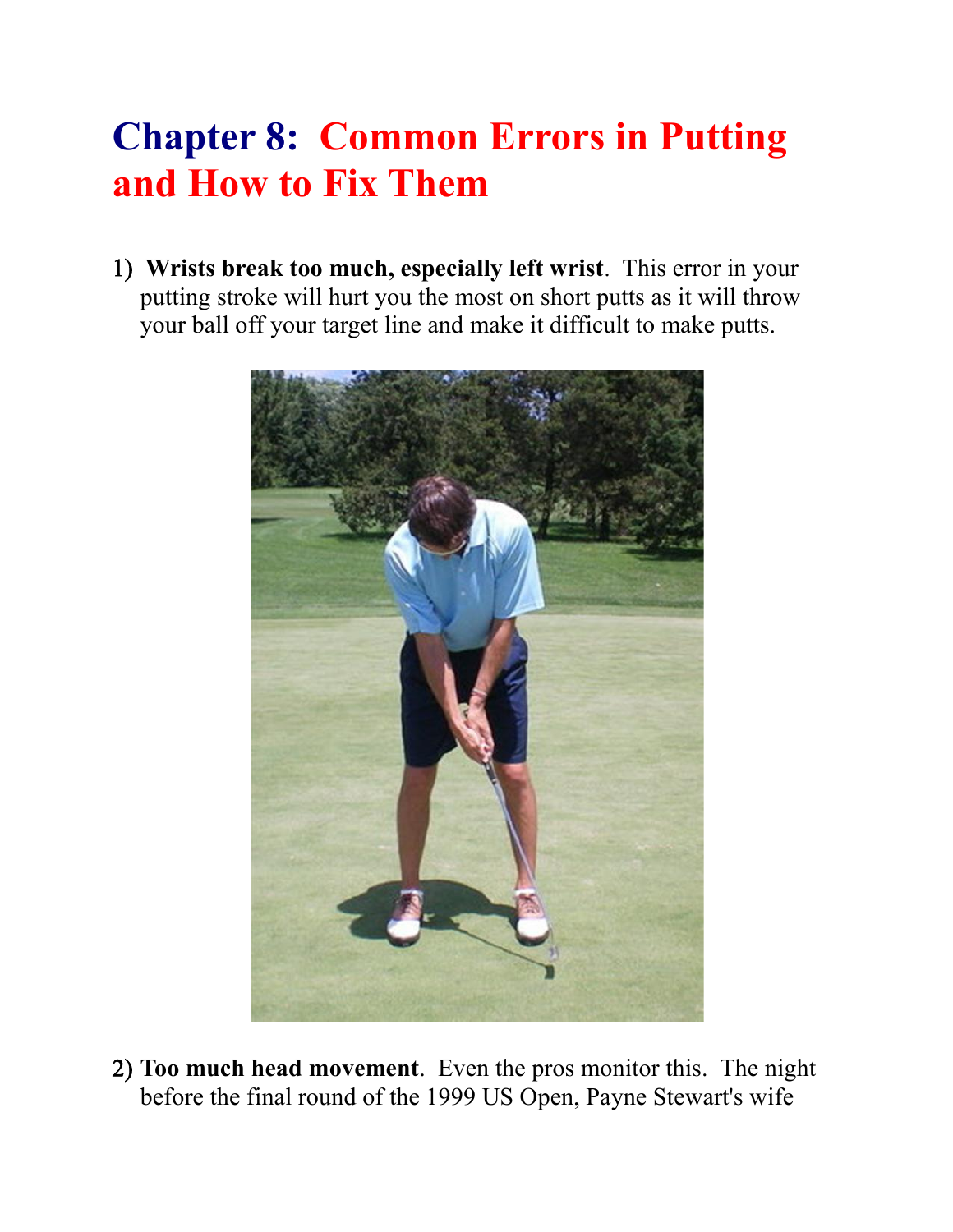# Chapter 8: Common Errors in Putting and How to Fix Them

1) **Wrists break too much, especially left wrist**. This error in your putting stroke will hurt you the most on short putts as it will throw your ball off your target line and make it difficult to make putts.

2) **Too much head movement**. Even the pros monitor this. The night before the final round of the 1999 US Open, Payne Stewart's wife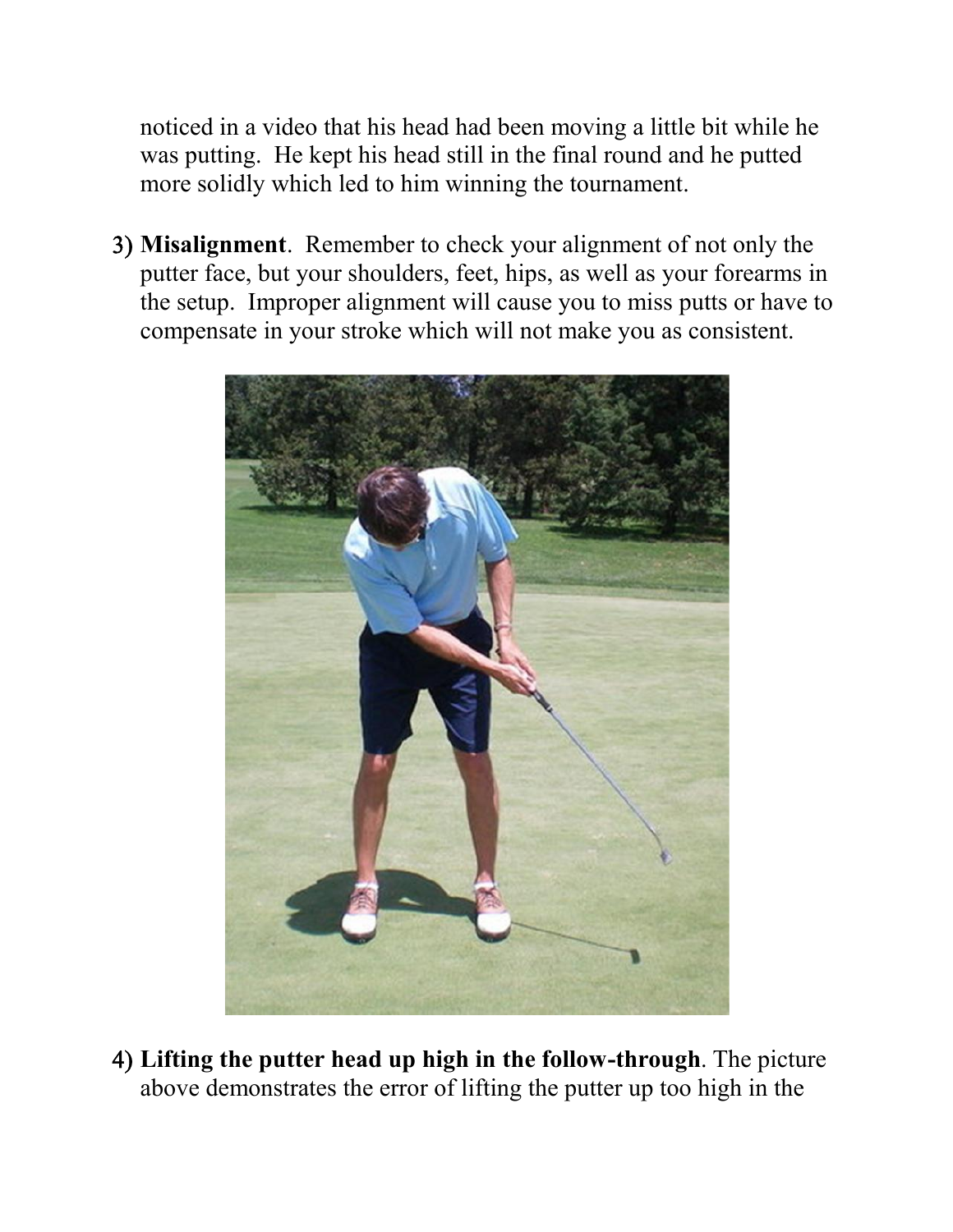noticed in a video that his head had been moving a little bit while he was putting. He kept his head still in the final round and he putted more solidly which led to him winning the tournament.

3) **Misalignment**. Remember to check your alignment of not only the putter face, but your shoulders, feet, hips, as well as your forearms in the setup. Improper alignment will cause you to miss putts or have to compensate in your stroke which will not make you as consistent.

4) **Lifting the putter head up high in the follow-through**. The picture above demonstrates the error of lifting the putter up too high in the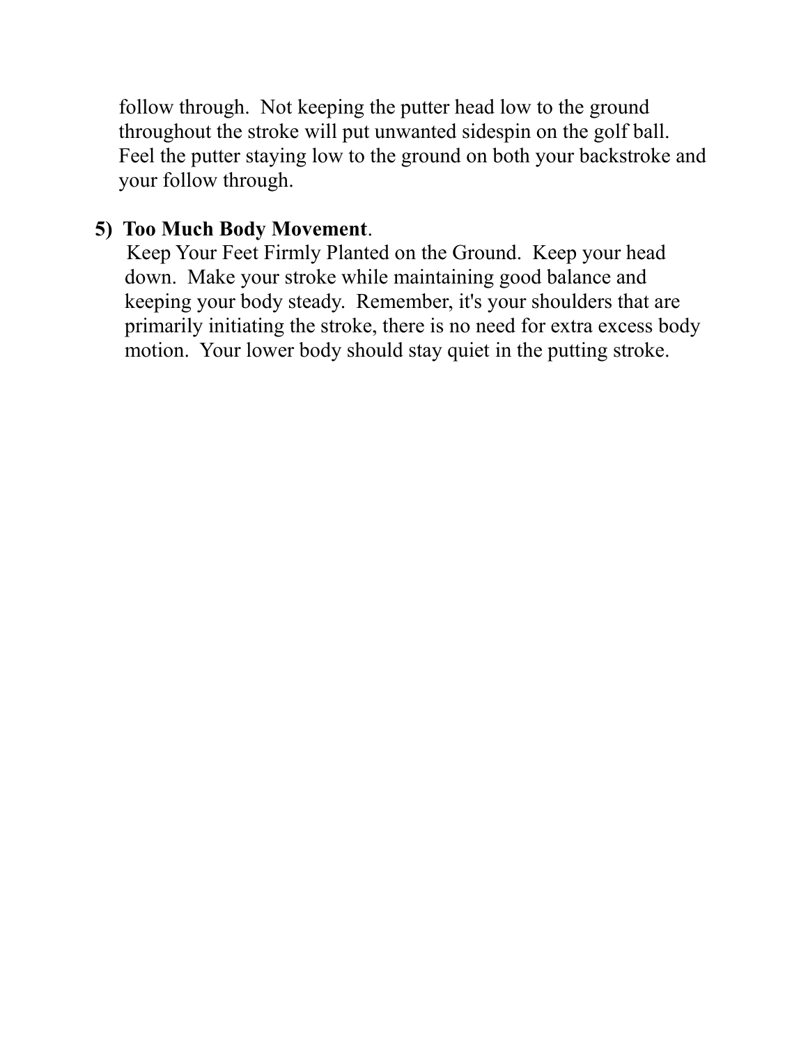follow through.  Not keeping the putter head low to the ground throughout the stroke will put unwanted sidespin on the golf ball.  Feel the putter staying low to the ground on both your backstroke and your follow through.

5)  **Too Much Body Movement**.

Keep Your Feet Firmly Planted on the Ground.  Keep your head down.  Make your stroke while maintaining good balance and keeping your body steady.  Remember, it's your shoulders that are primarily initiating the stroke, there is no need for extra excess body motion.  Your lower body should stay quiet in the putting stroke.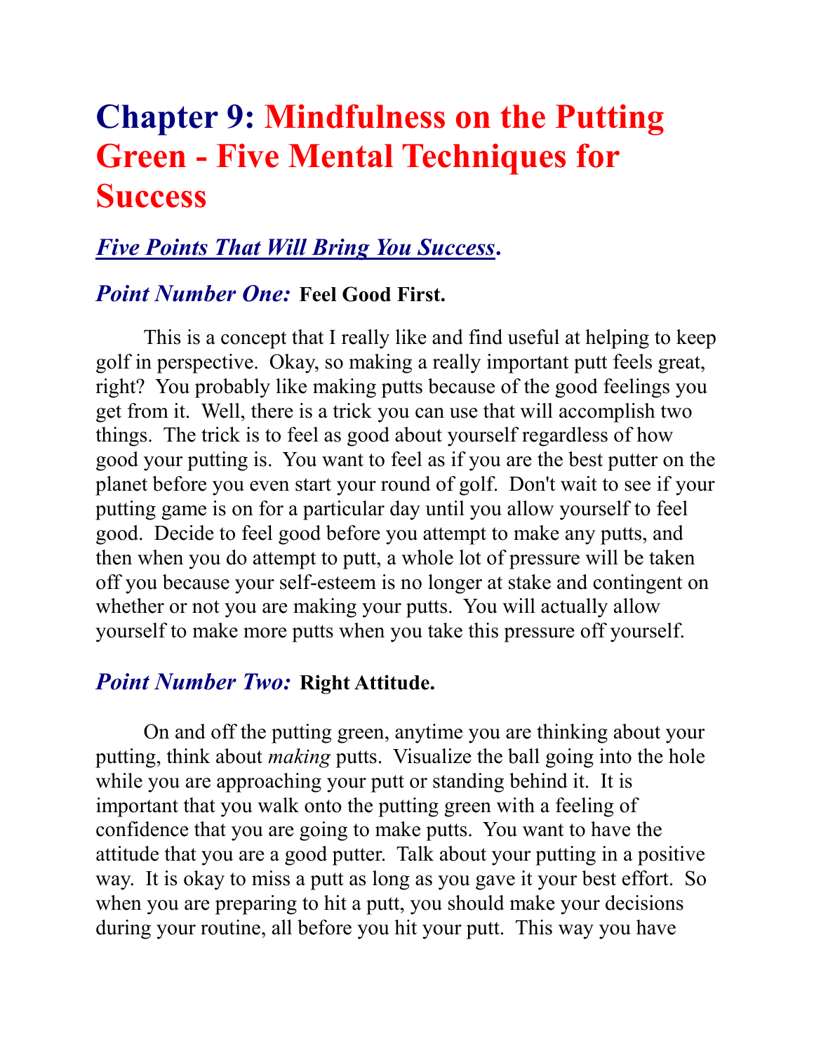# Chapter 9: Mindfulness on the Putting Green - Five Mental Techniques for Success

## ***Five Points That Will Bring You Success*.**

### *Point Number One:* **Feel Good First.**

This is a concept that I really like and find useful at helping to keep golf in perspective. Okay, so making a really important putt feels great, right? You probably like making putts because of the good feelings you get from it. Well, there is a trick you can use that will accomplish two things. The trick is to feel as good about yourself regardless of how good your putting is. You want to feel as if you are the best putter on the planet before you even start your round of golf. Don't wait to see if your putting game is on for a particular day until you allow yourself to feel good. Decide to feel good before you attempt to make any putts, and then when you do attempt to putt, a whole lot of pressure will be taken off you because your self-esteem is no longer at stake and contingent on whether or not you are making your putts. You will actually allow yourself to make more putts when you take this pressure off yourself.

### *Point Number Two:* **Right Attitude.**

On and off the putting green, anytime you are thinking about your putting, think about *making* putts. Visualize the ball going into the hole while you are approaching your putt or standing behind it. It is important that you walk onto the putting green with a feeling of confidence that you are going to make putts. You want to have the attitude that you are a good putter. Talk about your putting in a positive way. It is okay to miss a putt as long as you gave it your best effort. So when you are preparing to hit a putt, you should make your decisions during your routine, all before you hit your putt. This way you have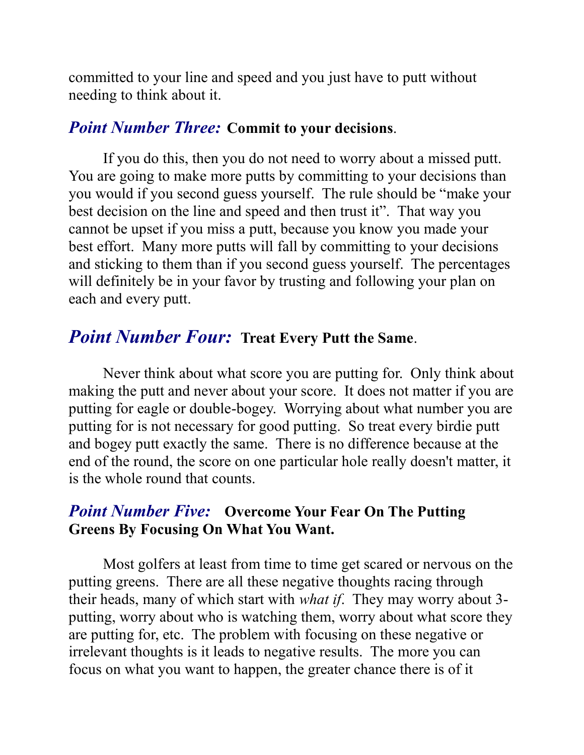committed to your line and speed and you just have to putt without needing to think about it.

### *Point Number Three:* **Commit to your decisions**.

If you do this, then you do not need to worry about a missed putt. You are going to make more putts by committing to your decisions than you would if you second guess yourself. The rule should be "make your best decision on the line and speed and then trust it". That way you cannot be upset if you miss a putt, because you know you made your best effort. Many more putts will fall by committing to your decisions and sticking to them than if you second guess yourself. The percentages will definitely be in your favor by trusting and following your plan on each and every putt.

### *Point Number Four:* **Treat Every Putt the Same**.

Never think about what score you are putting for. Only think about making the putt and never about your score. It does not matter if you are putting for eagle or double-bogey. Worrying about what number you are putting for is not necessary for good putting. So treat every birdie putt and bogey putt exactly the same. There is no difference because at the end of the round, the score on one particular hole really doesn't matter, it is the whole round that counts.

### *Point Number Five:* **Overcome Your Fear On The Putting Greens By Focusing On What You Want.**

Most golfers at least from time to time get scared or nervous on the putting greens. There are all these negative thoughts racing through their heads, many of which start with *what if*. They may worry about 3-putting, worry about who is watching them, worry about what score they are putting for, etc. The problem with focusing on these negative or irrelevant thoughts is it leads to negative results. The more you can focus on what you want to happen, the greater chance there is of it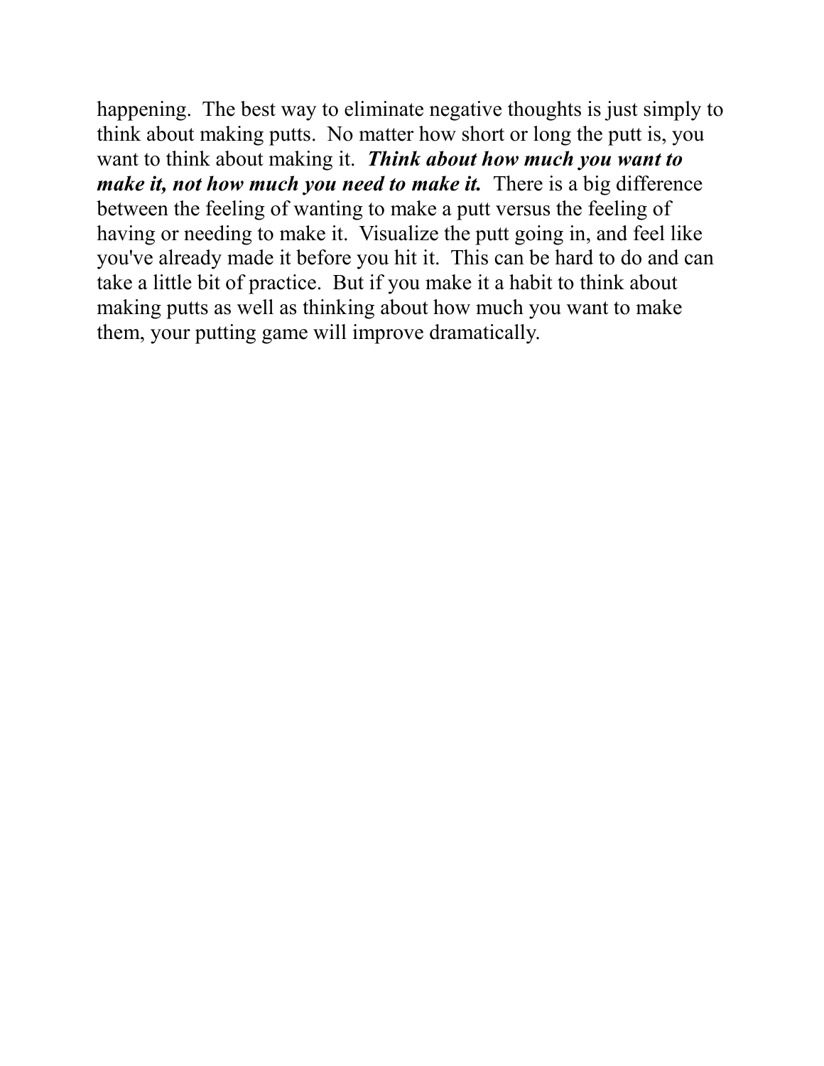happening. The best way to eliminate negative thoughts is just simply to think about making putts. No matter how short or long the putt is, you want to think about making it. ***Think about how much you want to make it, not how much you need to make it.*** There is a big difference between the feeling of wanting to make a putt versus the feeling of having or needing to make it. Visualize the putt going in, and feel like you've already made it before you hit it. This can be hard to do and can take a little bit of practice. But if you make it a habit to think about making putts as well as thinking about how much you want to make them, your putting game will improve dramatically.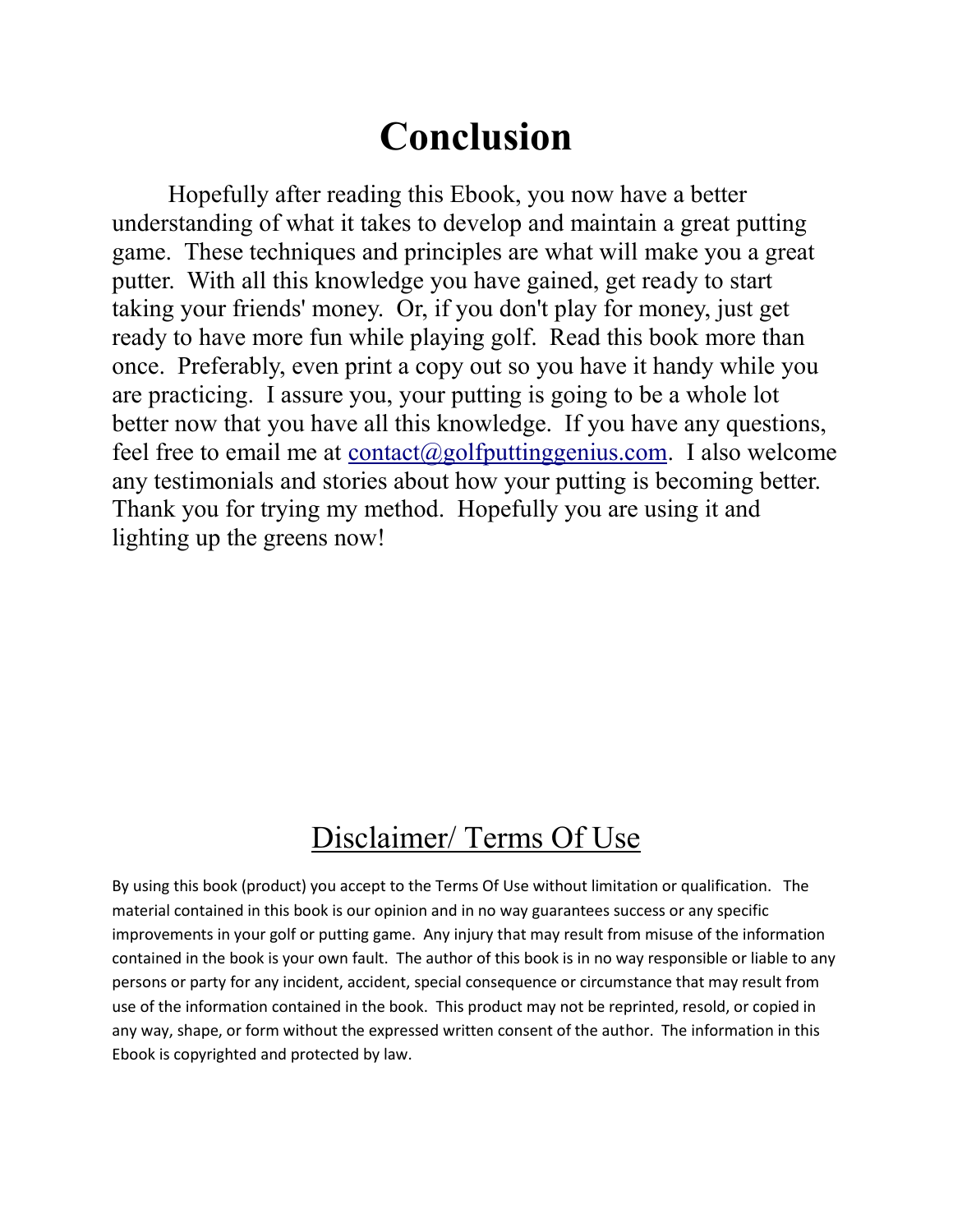# Conclusion

Hopefully after reading this Ebook, you now have a better understanding of what it takes to develop and maintain a great putting game. These techniques and principles are what will make you a great putter. With all this knowledge you have gained, get ready to start taking your friends' money. Or, if you don't play for money, just get ready to have more fun while playing golf. Read this book more than once. Preferably, even print a copy out so you have it handy while you are practicing. I assure you, your putting is going to be a whole lot better now that you have all this knowledge. If you have any questions, feel free to email me at contact@golfputtinggenius.com. I also welcome any testimonials and stories about how your putting is becoming better. Thank you for trying my method. Hopefully you are using it and lighting up the greens now!

## Disclaimer/ Terms Of Use

By using this book (product) you accept to the Terms Of Use without limitation or qualification. The material contained in this book is our opinion and in no way guarantees success or any specific improvements in your golf or putting game. Any injury that may result from misuse of the information contained in the book is your own fault. The author of this book is in no way responsible or liable to any persons or party for any incident, accident, special consequence or circumstance that may result from use of the information contained in the book. This product may not be reprinted, resold, or copied in any way, shape, or form without the expressed written consent of the author. The information in this Ebook is copyrighted and protected by law.